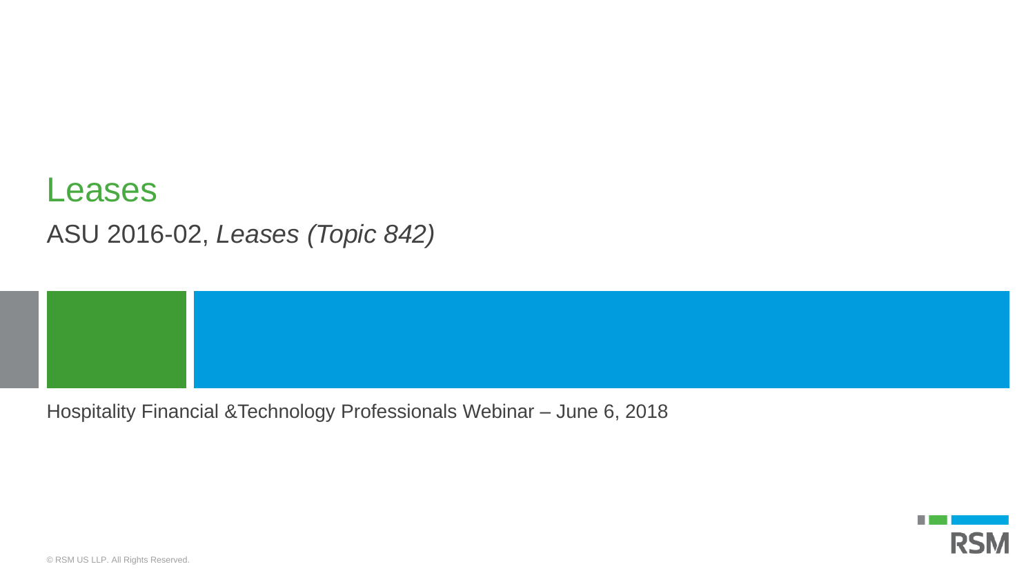# Leases

## ASU 2016-02, *Leases (Topic 842)*

Hospitality Financial &Technology Professionals Webinar – June 6, 2018

© RSM US LLP. All Rights Reserved.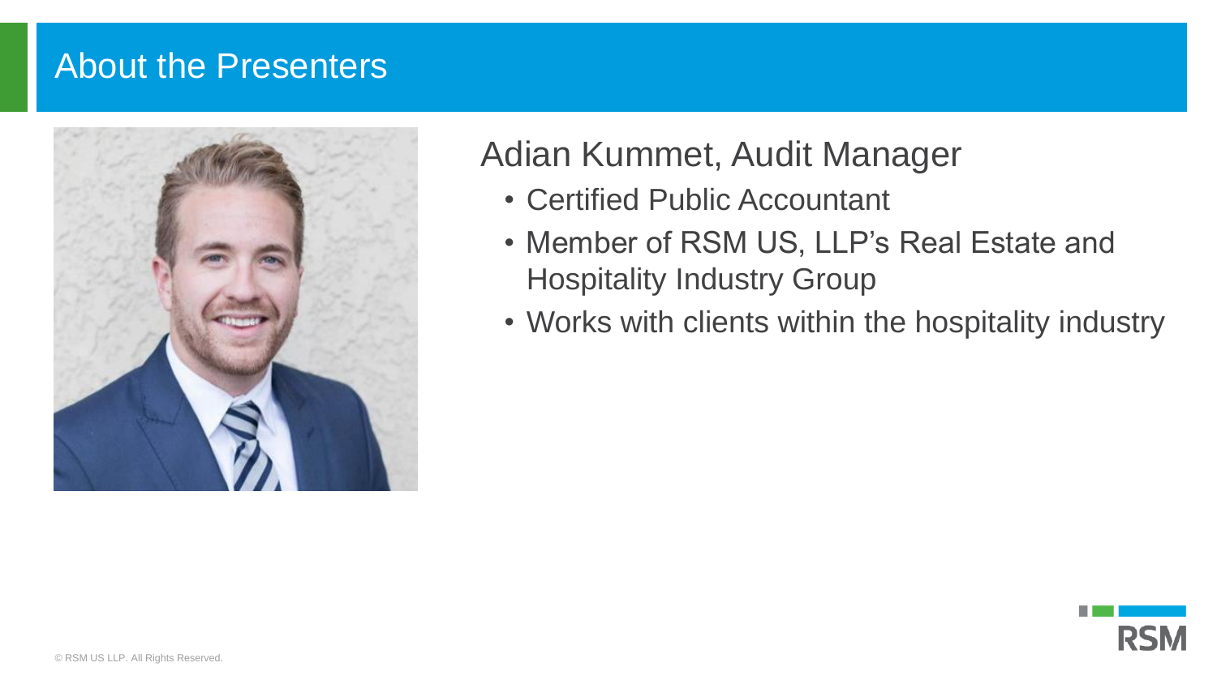# About the Presenters

## Adian Kummet, Audit Manager

- Certified Public Accountant
- Member of RSM US, LLP's Real Estate and Hospitality Industry Group
- Works with clients within the hospitality industry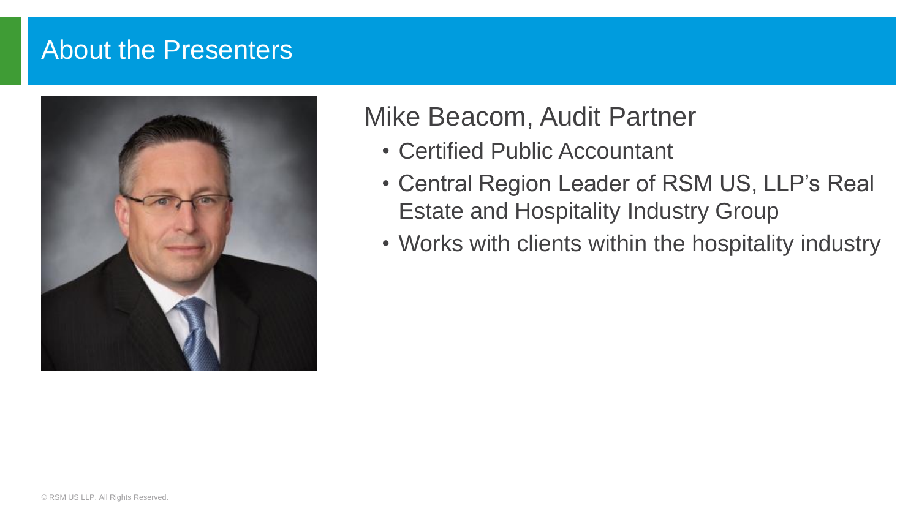# About the Presenters

## Mike Beacom, Audit Partner

- Certified Public Accountant
- Central Region Leader of RSM US, LLP's Real Estate and Hospitality Industry Group
- Works with clients within the hospitality industry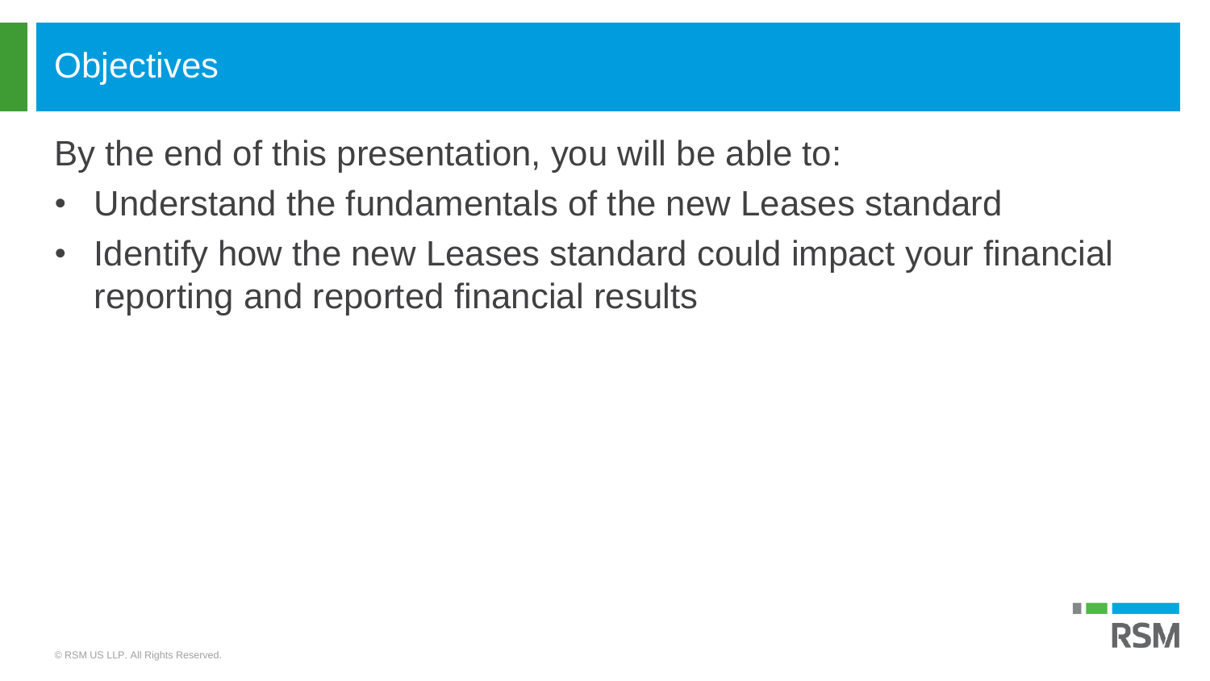# Objectives

By the end of this presentation, you will be able to:

- Understand the fundamentals of the new Leases standard
- Identify how the new Leases standard could impact your financial reporting and reported financial results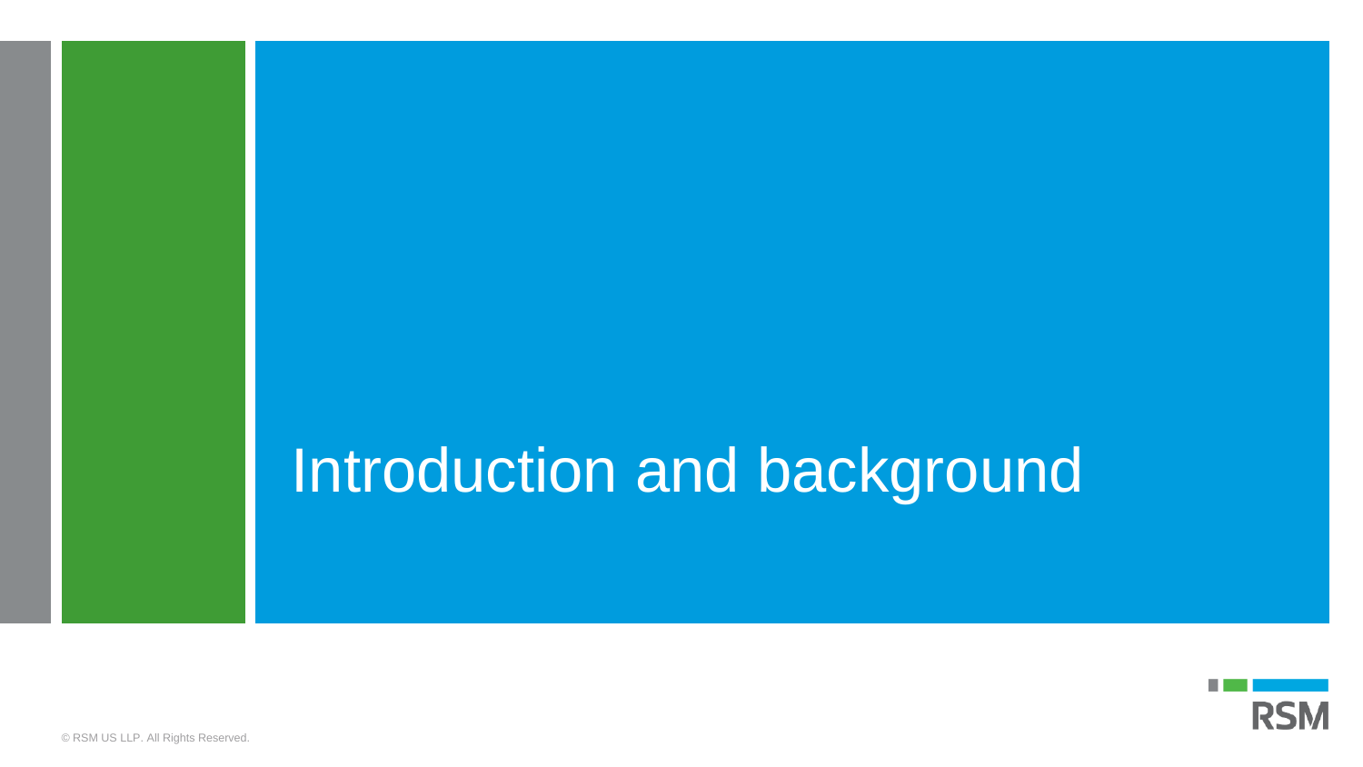# Introduction and background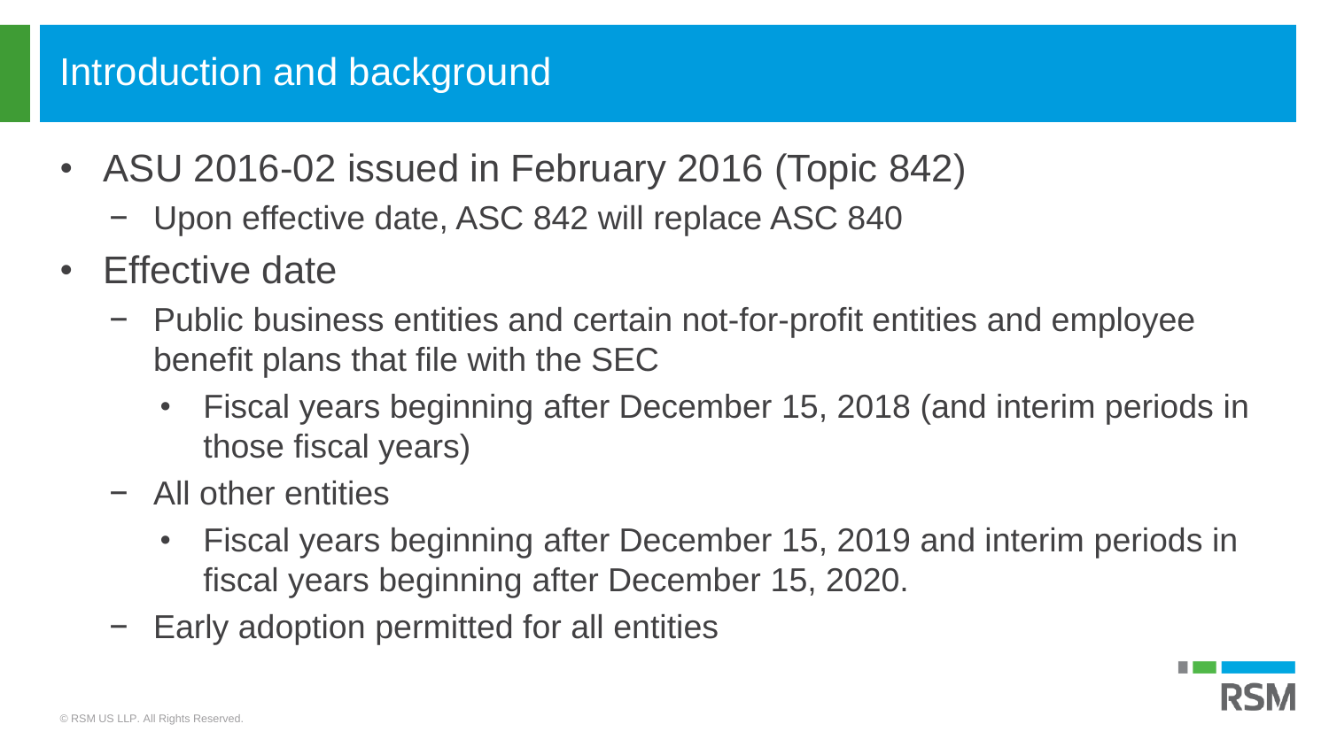# Introduction and background

- ASU 2016-02 issued in February 2016 (Topic 842)
  - Upon effective date, ASC 842 will replace ASC 840
- Effective date
  - Public business entities and certain not-for-profit entities and employee benefit plans that file with the SEC
    - Fiscal years beginning after December 15, 2018 (and interim periods in those fiscal years)
  - All other entities
    - Fiscal years beginning after December 15, 2019 and interim periods in fiscal years beginning after December 15, 2020.
  - Early adoption permitted for all entities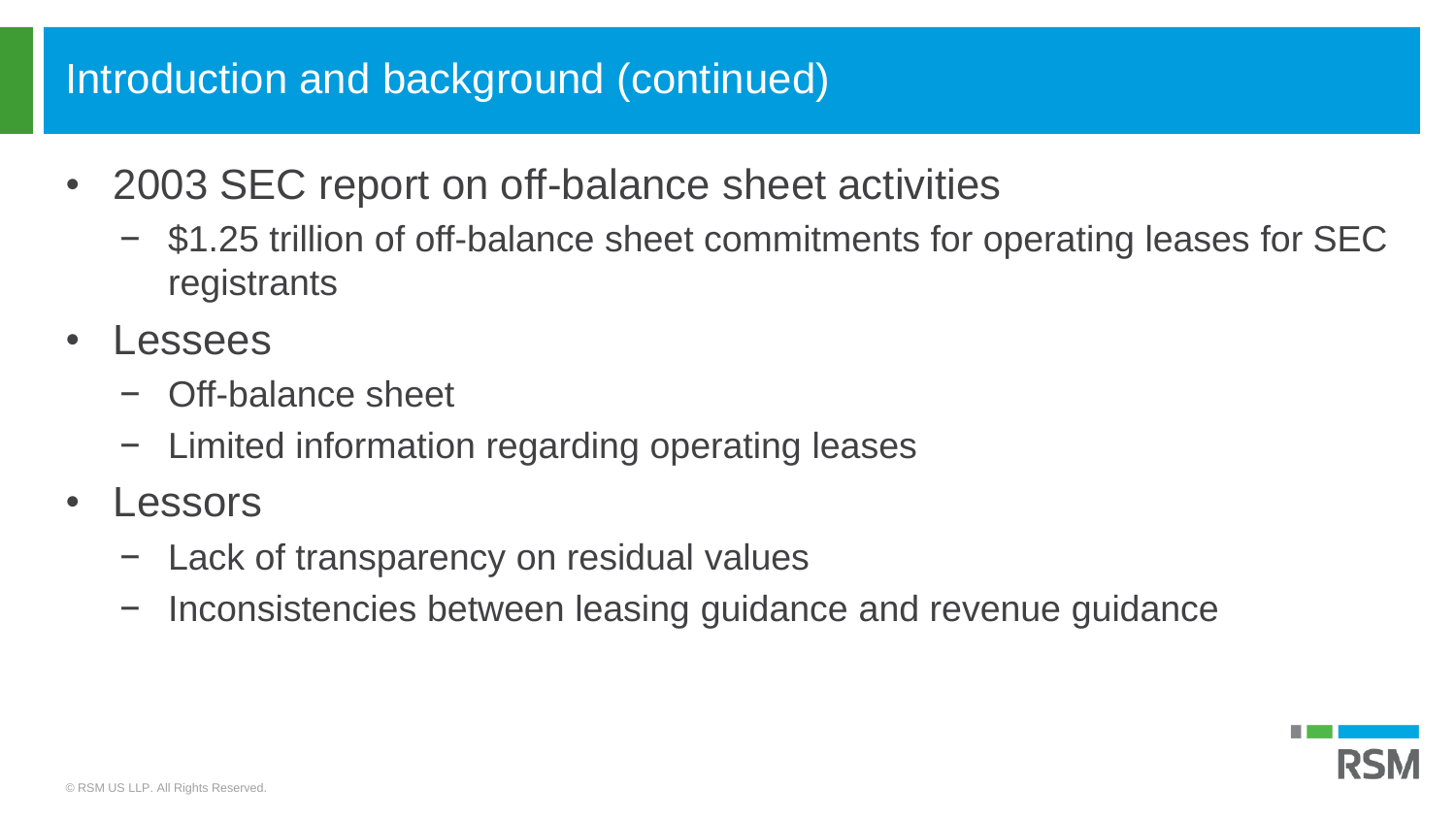## Introduction and background (continued)

- 2003 SEC report on off-balance sheet activities
  - $1.25 trillion of off-balance sheet commitments for operating leases for SEC registrants
- Lessees
  - Off-balance sheet
  - Limited information regarding operating leases
- Lessors
  - Lack of transparency on residual values
  - Inconsistencies between leasing guidance and revenue guidance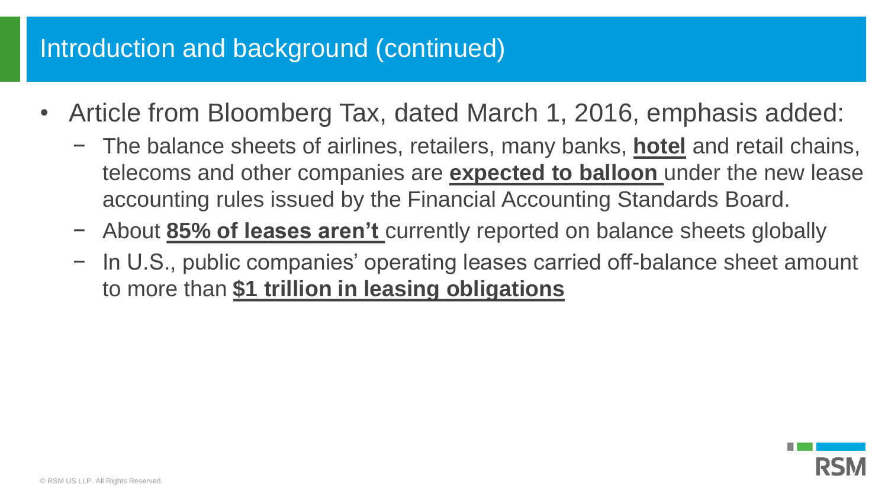# Introduction and background (continued)

- Article from Bloomberg Tax, dated March 1, 2016, emphasis added:
  - The balance sheets of airlines, retailers, many banks, **<u>hotel</u>** and retail chains, telecoms and other companies are **<u>expected to balloon</u>** under the new lease accounting rules issued by the Financial Accounting Standards Board.
  - About **<u>85% of leases aren't</u>** currently reported on balance sheets globally
  - In U.S., public companies' operating leases carried off-balance sheet amount to more than **<u>$1 trillion in leasing obligations</u>**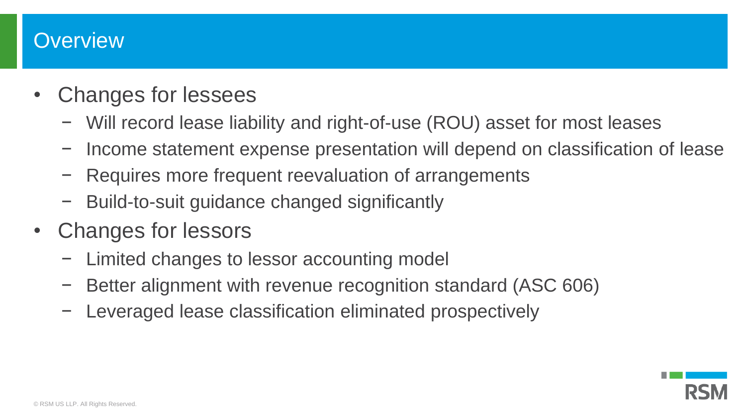# Overview

- Changes for lessees
  - Will record lease liability and right-of-use (ROU) asset for most leases
  - Income statement expense presentation will depend on classification of lease
  - Requires more frequent reevaluation of arrangements
  - Build-to-suit guidance changed significantly
- Changes for lessors
  - Limited changes to lessor accounting model
  - Better alignment with revenue recognition standard (ASC 606)
  - Leveraged lease classification eliminated prospectively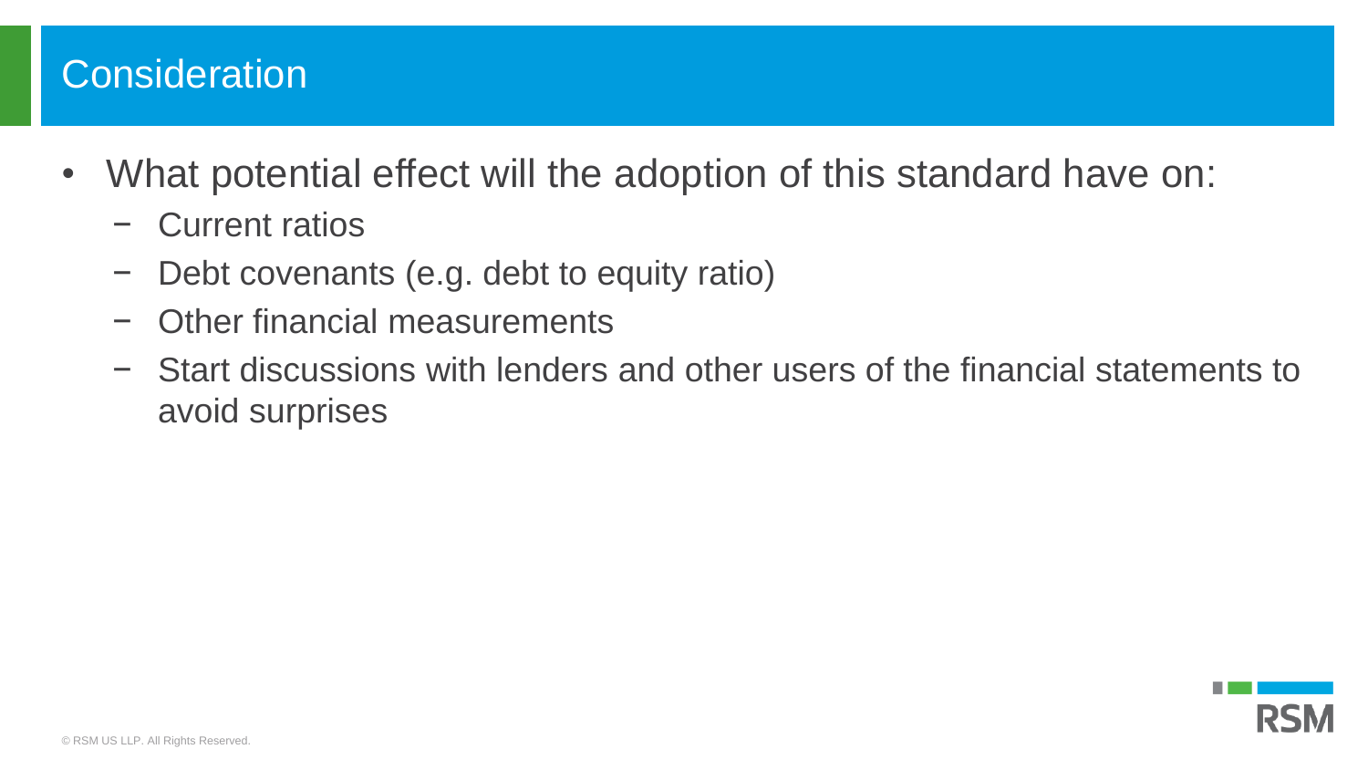## Consideration

- What potential effect will the adoption of this standard have on:
  - Current ratios
  - Debt covenants (e.g. debt to equity ratio)
  - Other financial measurements
  - Start discussions with lenders and other users of the financial statements to avoid surprises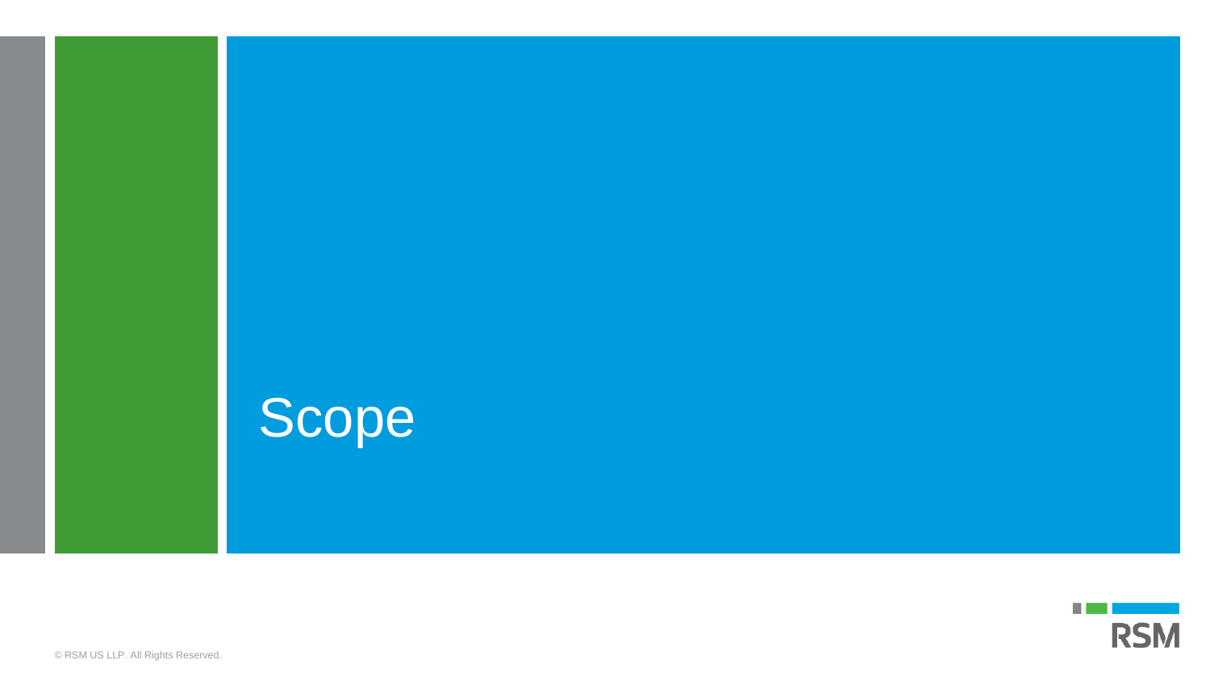# Scope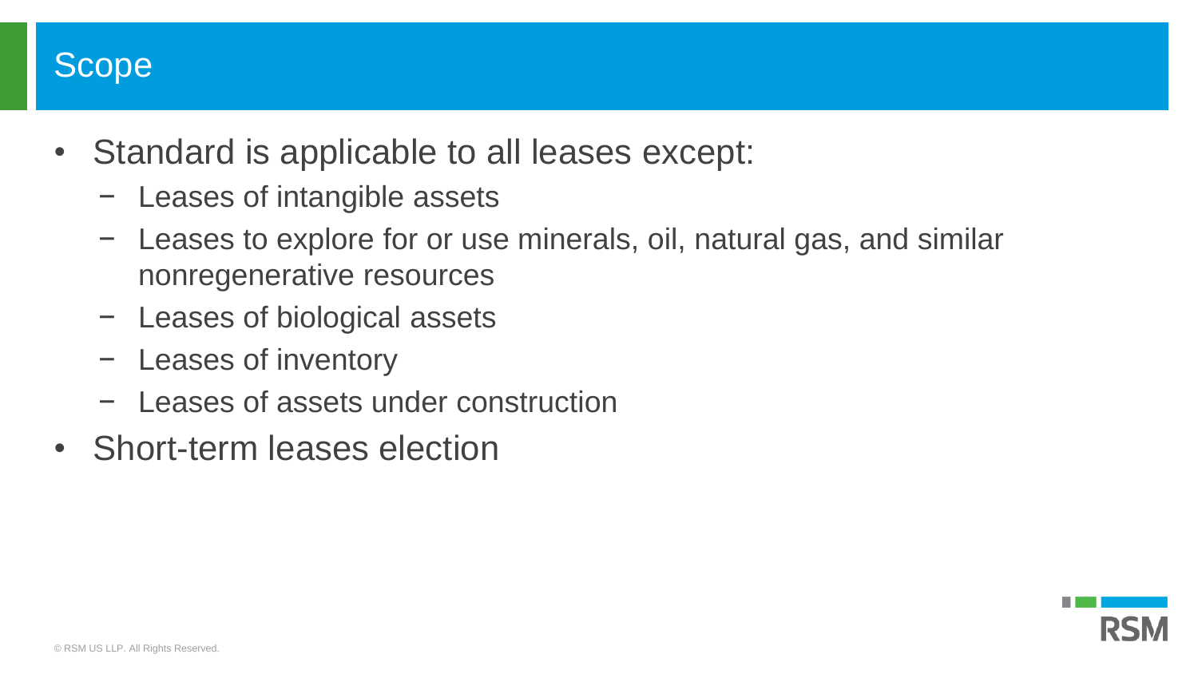# Scope

- Standard is applicable to all leases except:
  - Leases of intangible assets
  - Leases to explore for or use minerals, oil, natural gas, and similar nonregenerative resources
  - Leases of biological assets
  - Leases of inventory
  - Leases of assets under construction
- Short-term leases election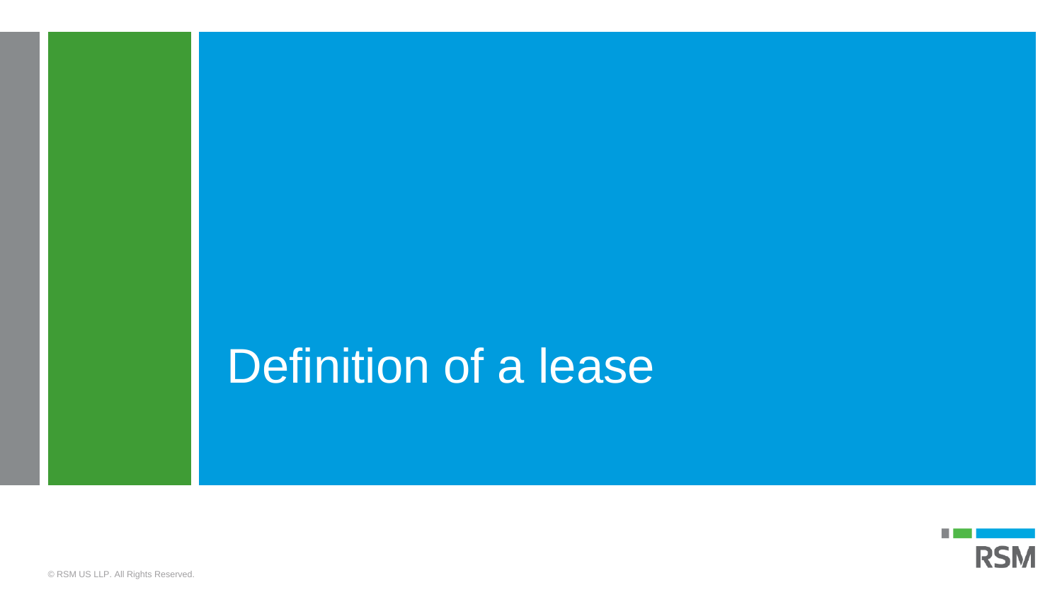# Definition of a lease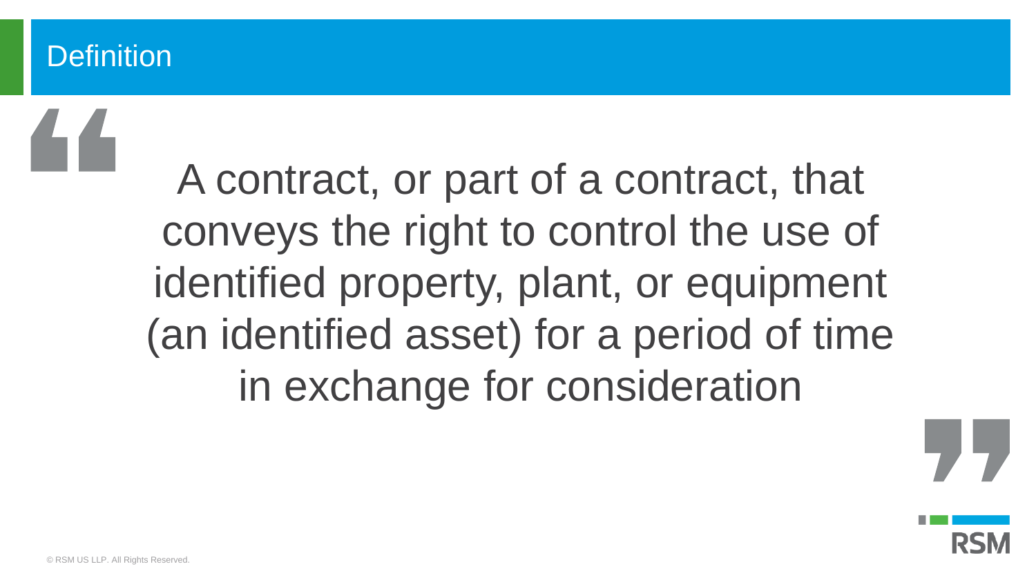## Definition

> A contract, or part of a contract, that conveys the right to control the use of identified property, plant, or equipment (an identified asset) for a period of time in exchange for consideration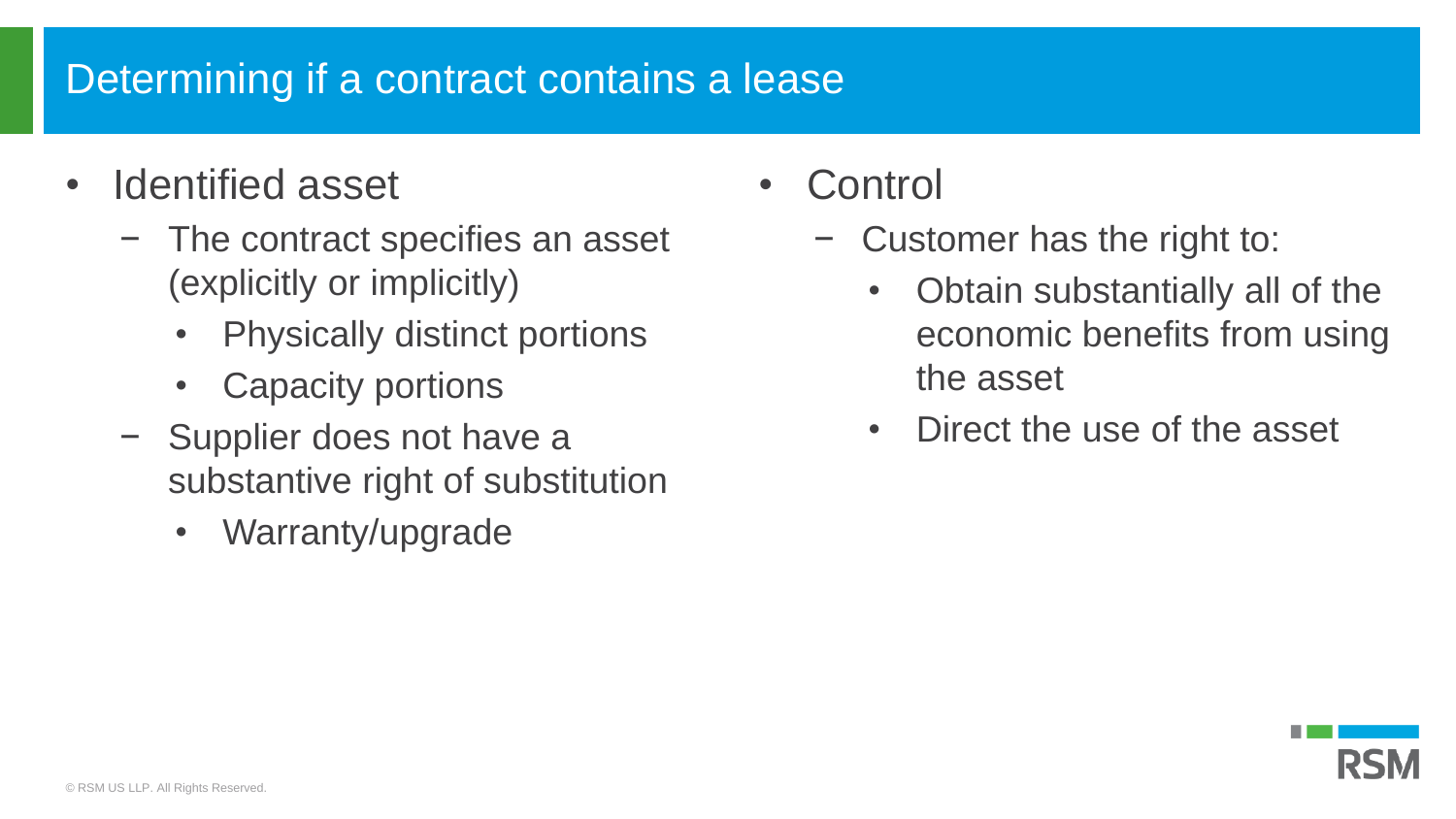# Determining if a contract contains a lease

- Identified asset
  - The contract specifies an asset (explicitly or implicitly)
    - Physically distinct portions
    - Capacity portions
  - Supplier does not have a substantive right of substitution
    - Warranty/upgrade
- Control
  - Customer has the right to:
    - Obtain substantially all of the economic benefits from using the asset
    - Direct the use of the asset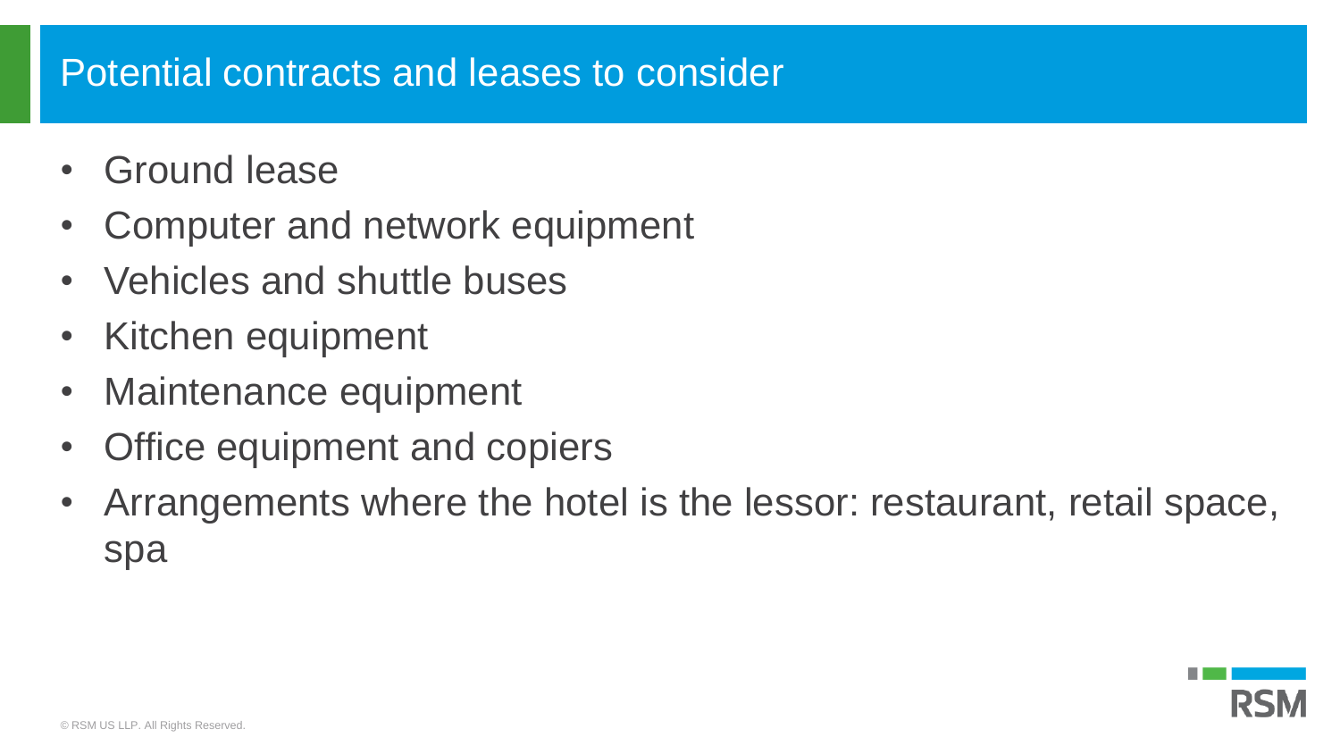# Potential contracts and leases to consider

- Ground lease
- Computer and network equipment
- Vehicles and shuttle buses
- Kitchen equipment
- Maintenance equipment
- Office equipment and copiers
- Arrangements where the hotel is the lessor: restaurant, retail space, spa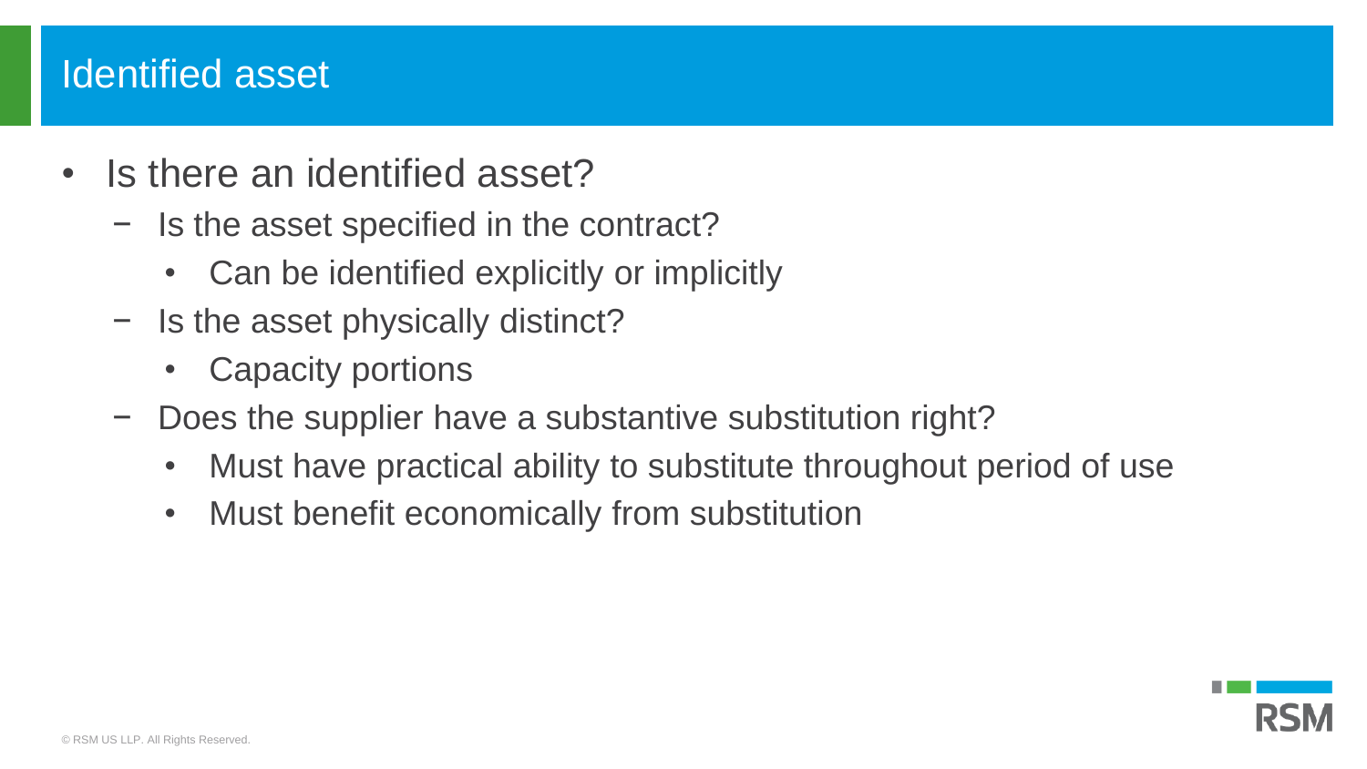# Identified asset

- Is there an identified asset?
  - Is the asset specified in the contract?
    - Can be identified explicitly or implicitly
  - Is the asset physically distinct?
    - Capacity portions
  - Does the supplier have a substantive substitution right?
    - Must have practical ability to substitute throughout period of use
    - Must benefit economically from substitution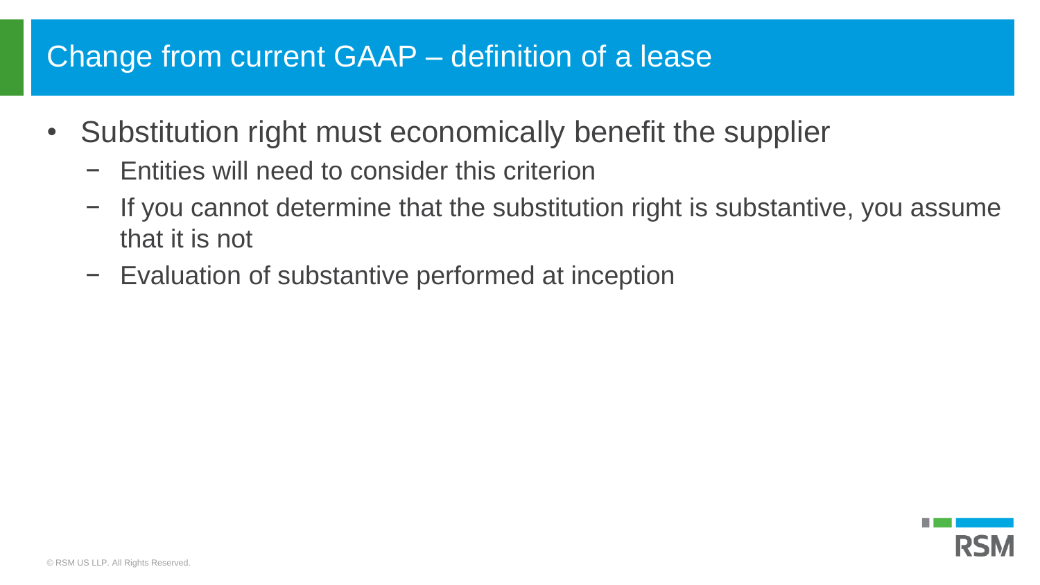# Change from current GAAP – definition of a lease

- Substitution right must economically benefit the supplier
  - Entities will need to consider this criterion
  - If you cannot determine that the substitution right is substantive, you assume that it is not
  - Evaluation of substantive performed at inception

© RSM US LLP. All Rights Reserved.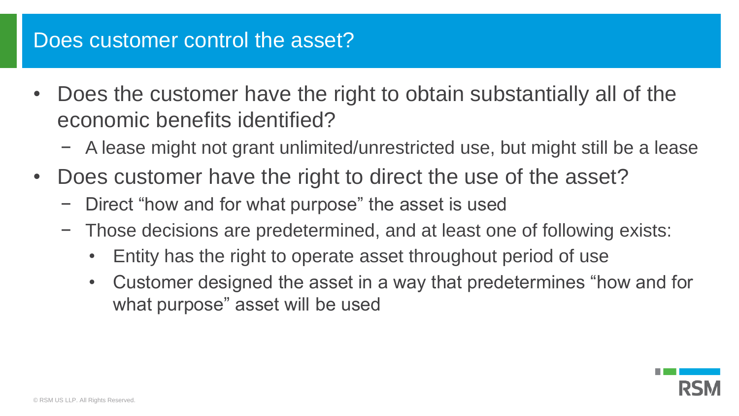## Does customer control the asset?

- Does the customer have the right to obtain substantially all of the economic benefits identified?
  - A lease might not grant unlimited/unrestricted use, but might still be a lease
- Does customer have the right to direct the use of the asset?
  - Direct "how and for what purpose" the asset is used
  - Those decisions are predetermined, and at least one of following exists:
    - Entity has the right to operate asset throughout period of use
    - Customer designed the asset in a way that predetermines "how and for what purpose" asset will be used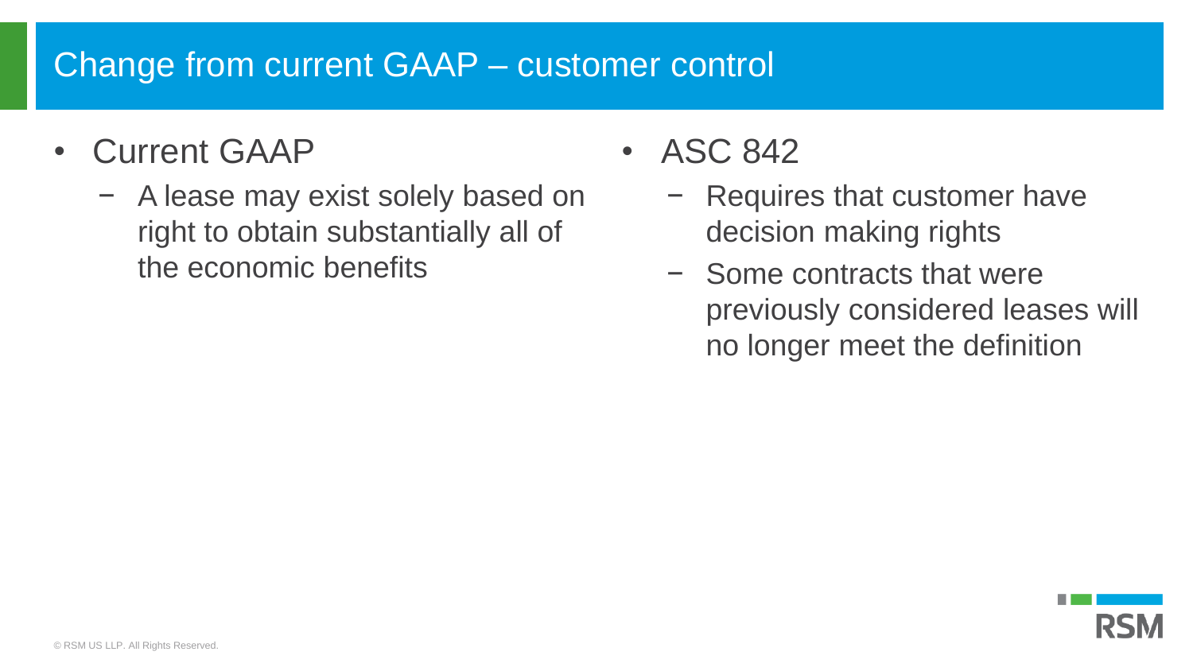## Change from current GAAP – customer control

- Current GAAP
  - A lease may exist solely based on right to obtain substantially all of the economic benefits
- ASC 842
  - Requires that customer have decision making rights
  - Some contracts that were previously considered leases will no longer meet the definition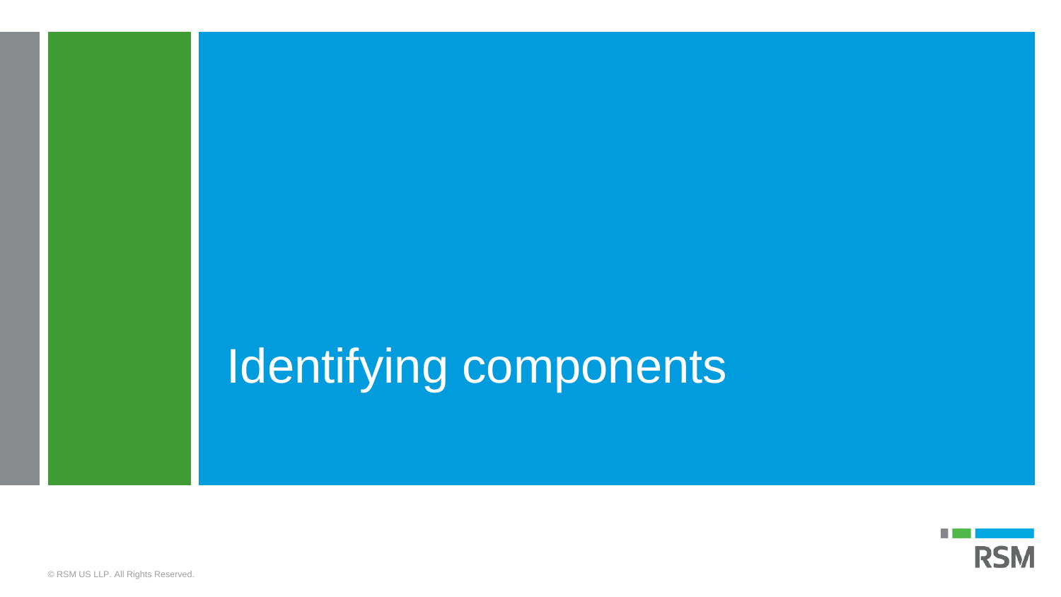# Identifying components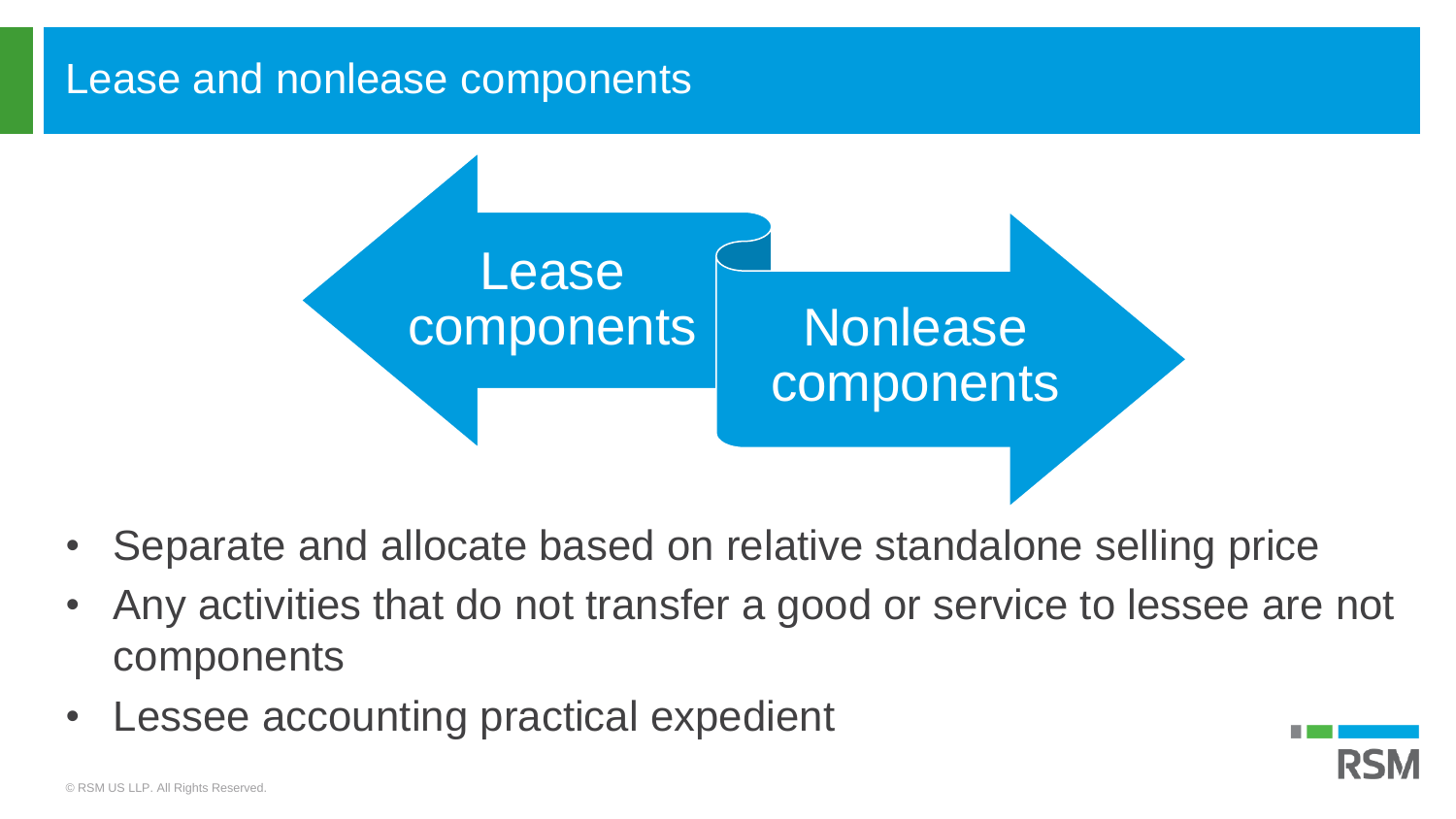# Lease and nonlease components

Lease components

Nonlease components

- Separate and allocate based on relative standalone selling price
- Any activities that do not transfer a good or service to lessee are not components
- Lessee accounting practical expedient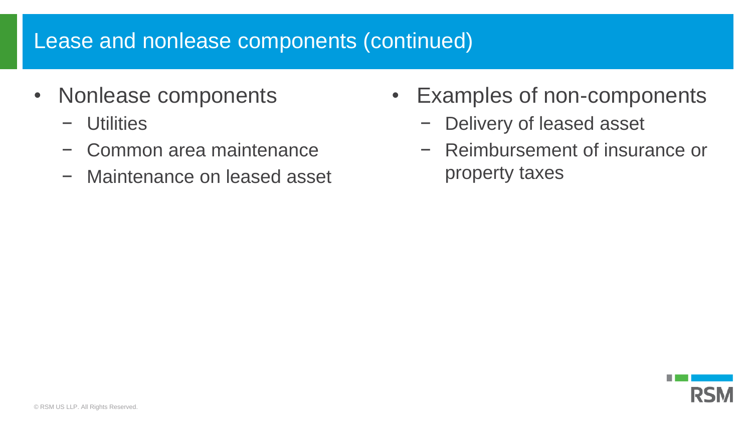# Lease and nonlease components (continued)

- Nonlease components
  - Utilities
  - Common area maintenance
  - Maintenance on leased asset
- Examples of non-components
  - Delivery of leased asset
  - Reimbursement of insurance or property taxes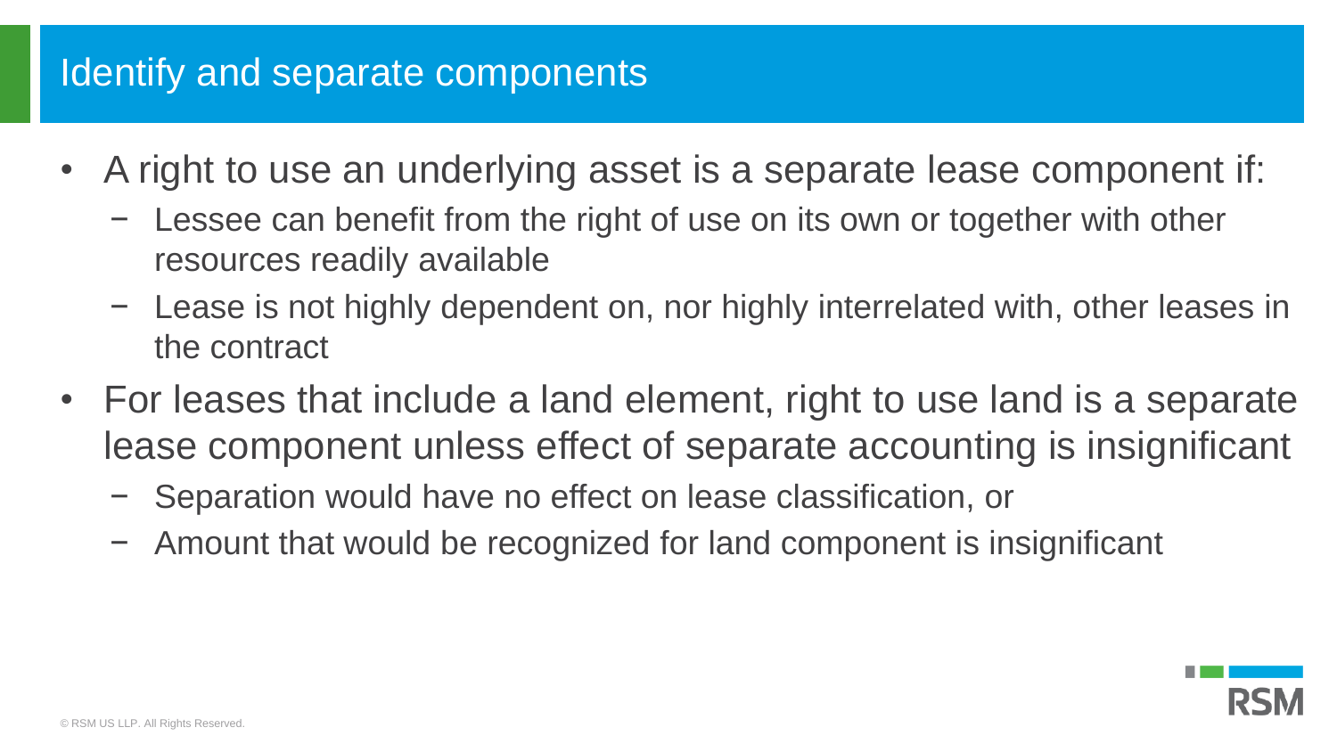# Identify and separate components

- A right to use an underlying asset is a separate lease component if:
  - Lessee can benefit from the right of use on its own or together with other resources readily available
  - Lease is not highly dependent on, nor highly interrelated with, other leases in the contract
- For leases that include a land element, right to use land is a separate lease component unless effect of separate accounting is insignificant
  - Separation would have no effect on lease classification, or
  - Amount that would be recognized for land component is insignificant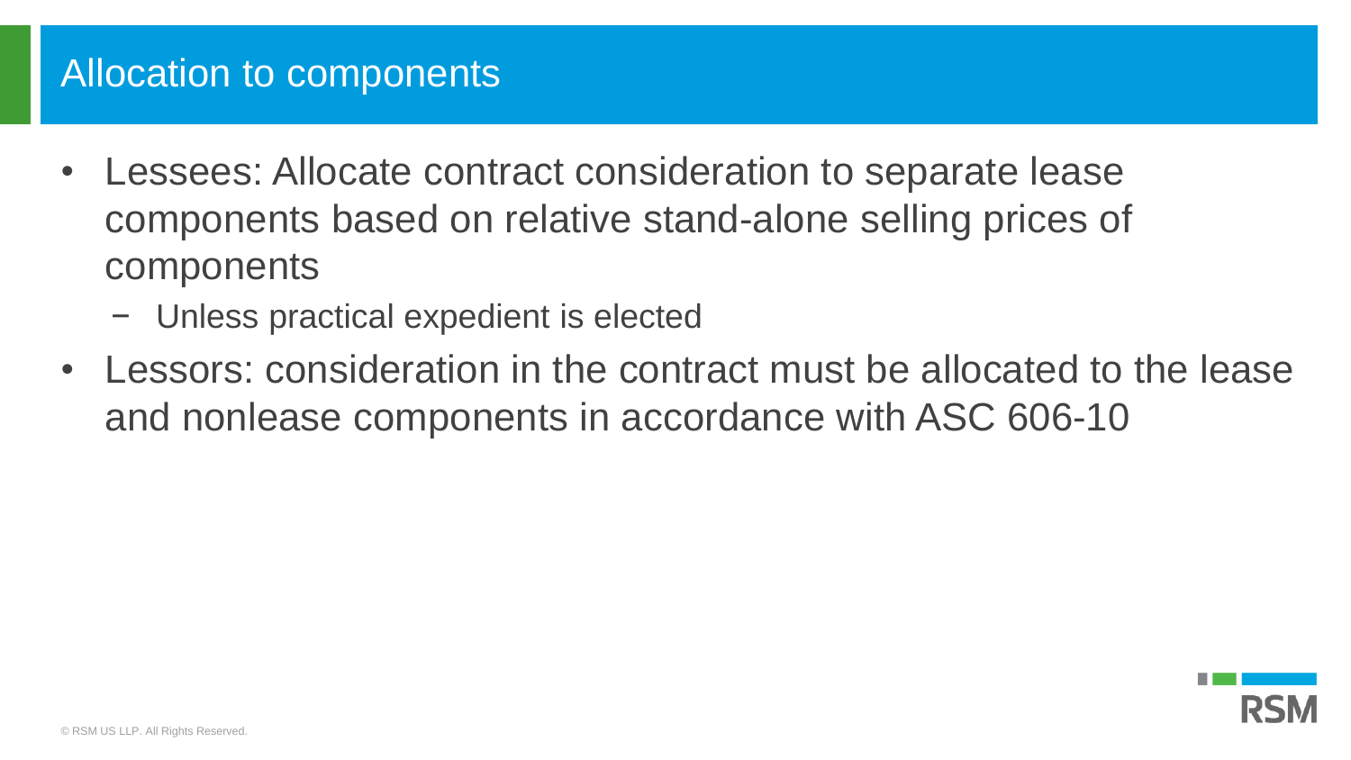# Allocation to components

- Lessees: Allocate contract consideration to separate lease components based on relative stand-alone selling prices of components
  - Unless practical expedient is elected
- Lessors: consideration in the contract must be allocated to the lease and nonlease components in accordance with ASC 606-10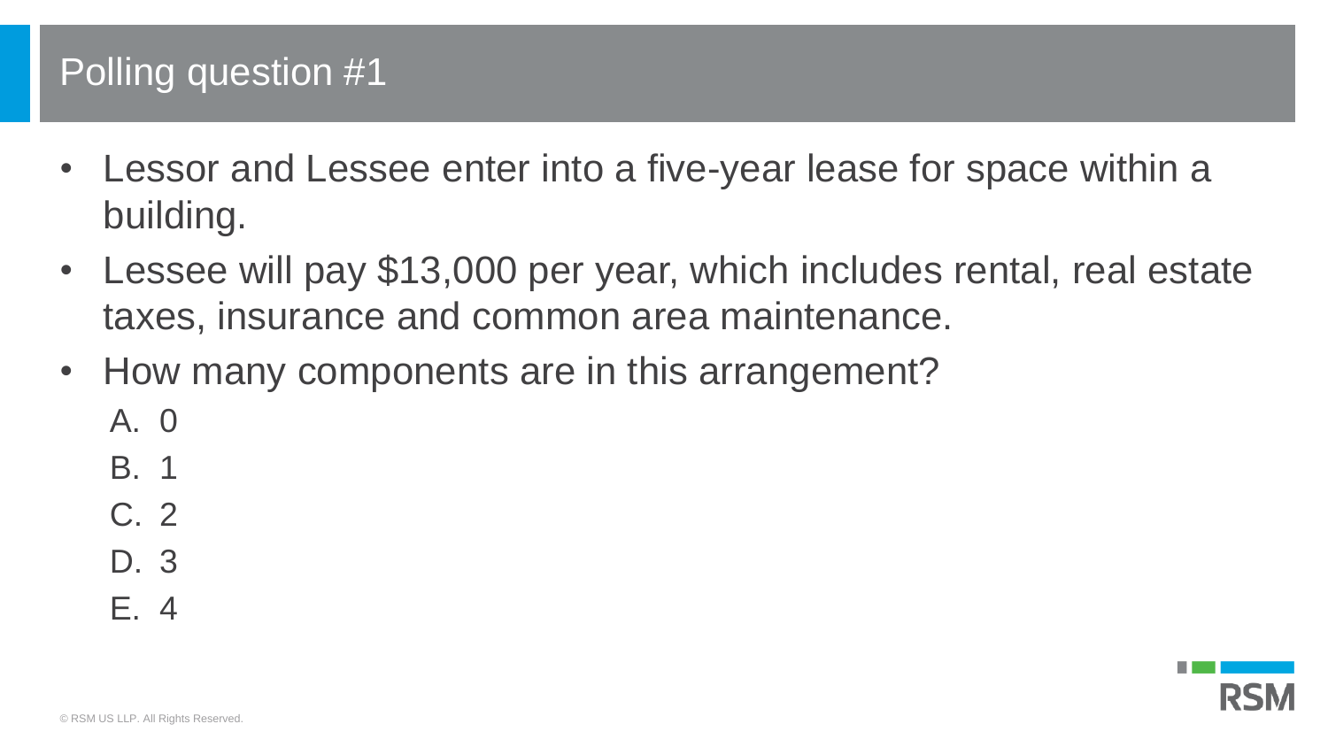# Polling question #1

- Lessor and Lessee enter into a five-year lease for space within a building.
- Lessee will pay $13,000 per year, which includes rental, real estate taxes, insurance and common area maintenance.
- How many components are in this arrangement?
  A. 0
  B. 1
  C. 2
  D. 3
  E. 4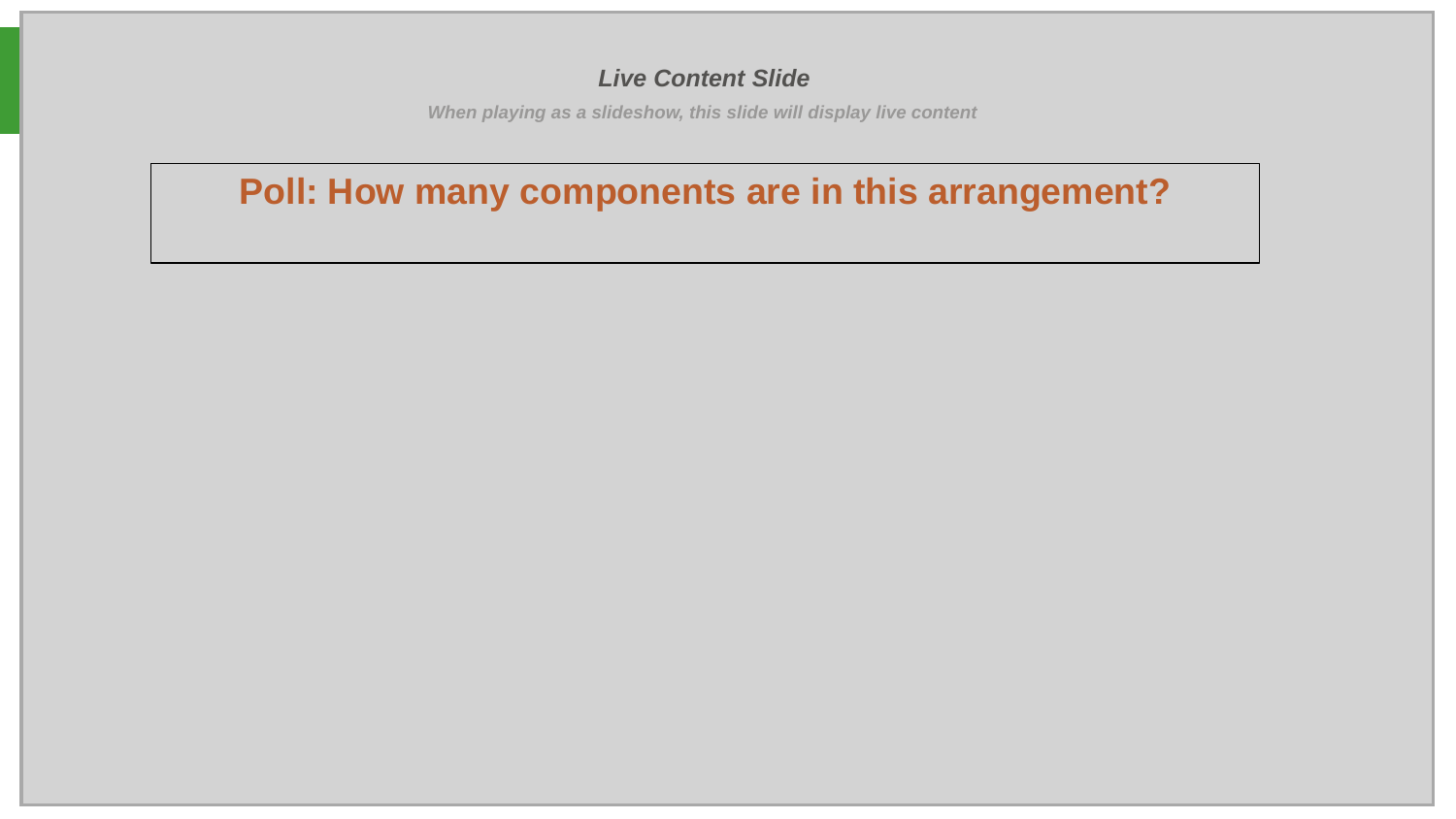*Live Content Slide*

*When playing as a slideshow, this slide will display live content*

**Poll: How many components are in this arrangement?**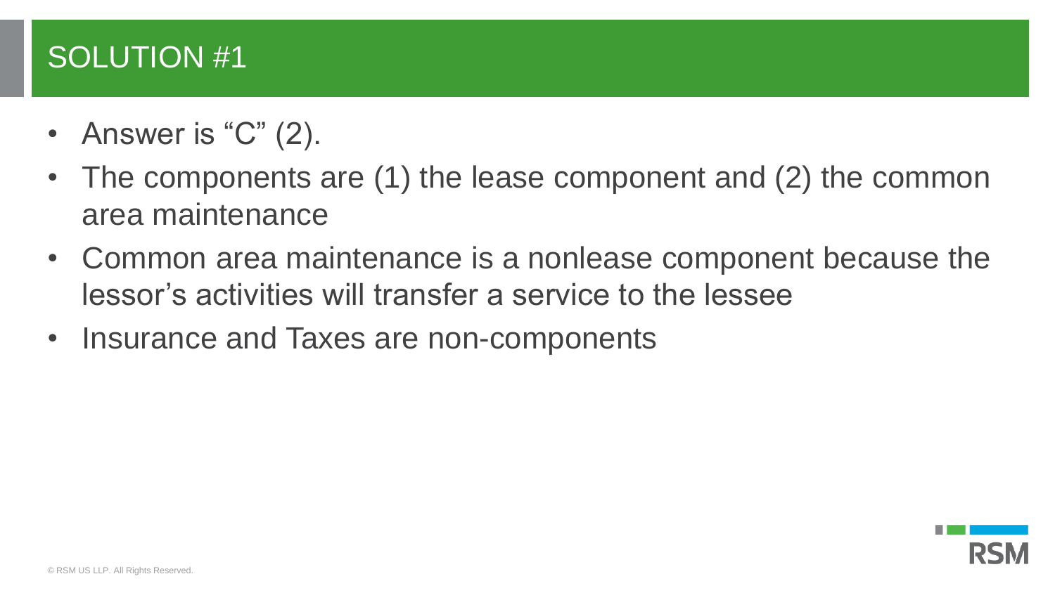# SOLUTION #1

- Answer is "C" (2).
- The components are (1) the lease component and (2) the common area maintenance
- Common area maintenance is a nonlease component because the lessor's activities will transfer a service to the lessee
- Insurance and Taxes are non-components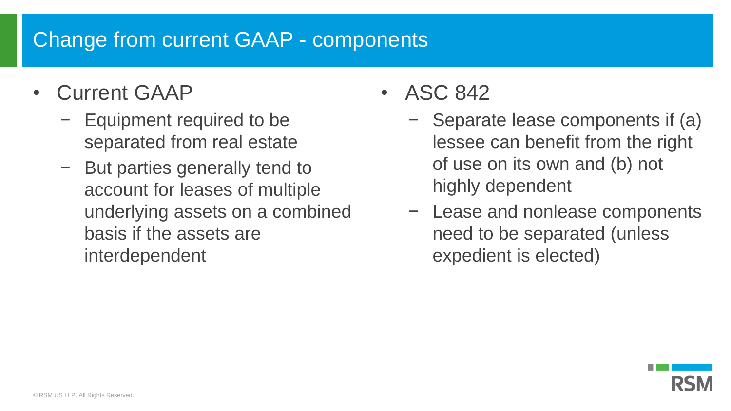# Change from current GAAP - components

- Current GAAP
  - Equipment required to be separated from real estate
  - But parties generally tend to account for leases of multiple underlying assets on a combined basis if the assets are interdependent
- ASC 842
  - Separate lease components if (a) lessee can benefit from the right of use on its own and (b) not highly dependent
  - Lease and nonlease components need to be separated (unless expedient is elected)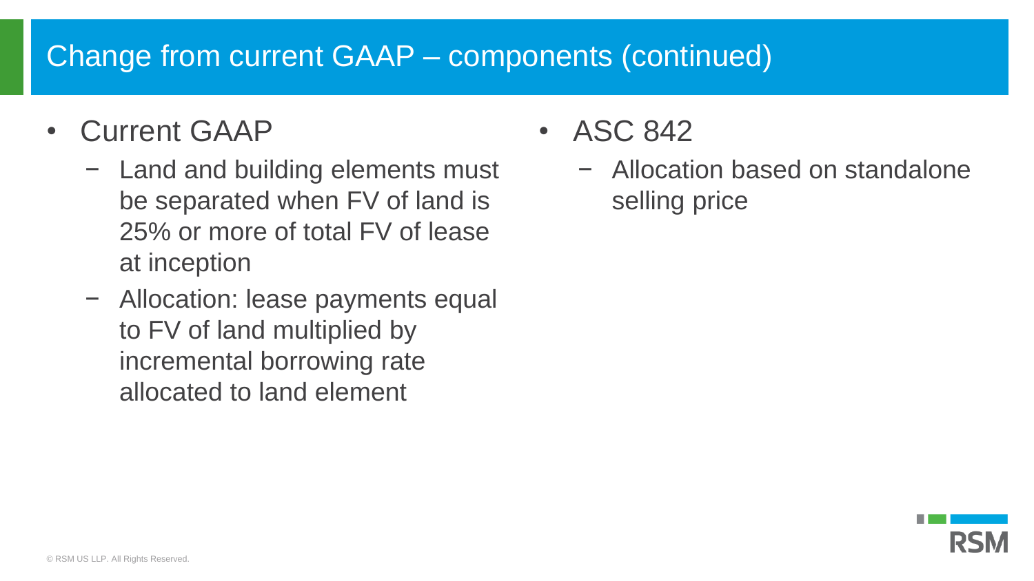# Change from current GAAP – components (continued)

- Current GAAP
  - Land and building elements must be separated when FV of land is 25% or more of total FV of lease at inception
  - Allocation: lease payments equal to FV of land multiplied by incremental borrowing rate allocated to land element

- ASC 842
  - Allocation based on standalone selling price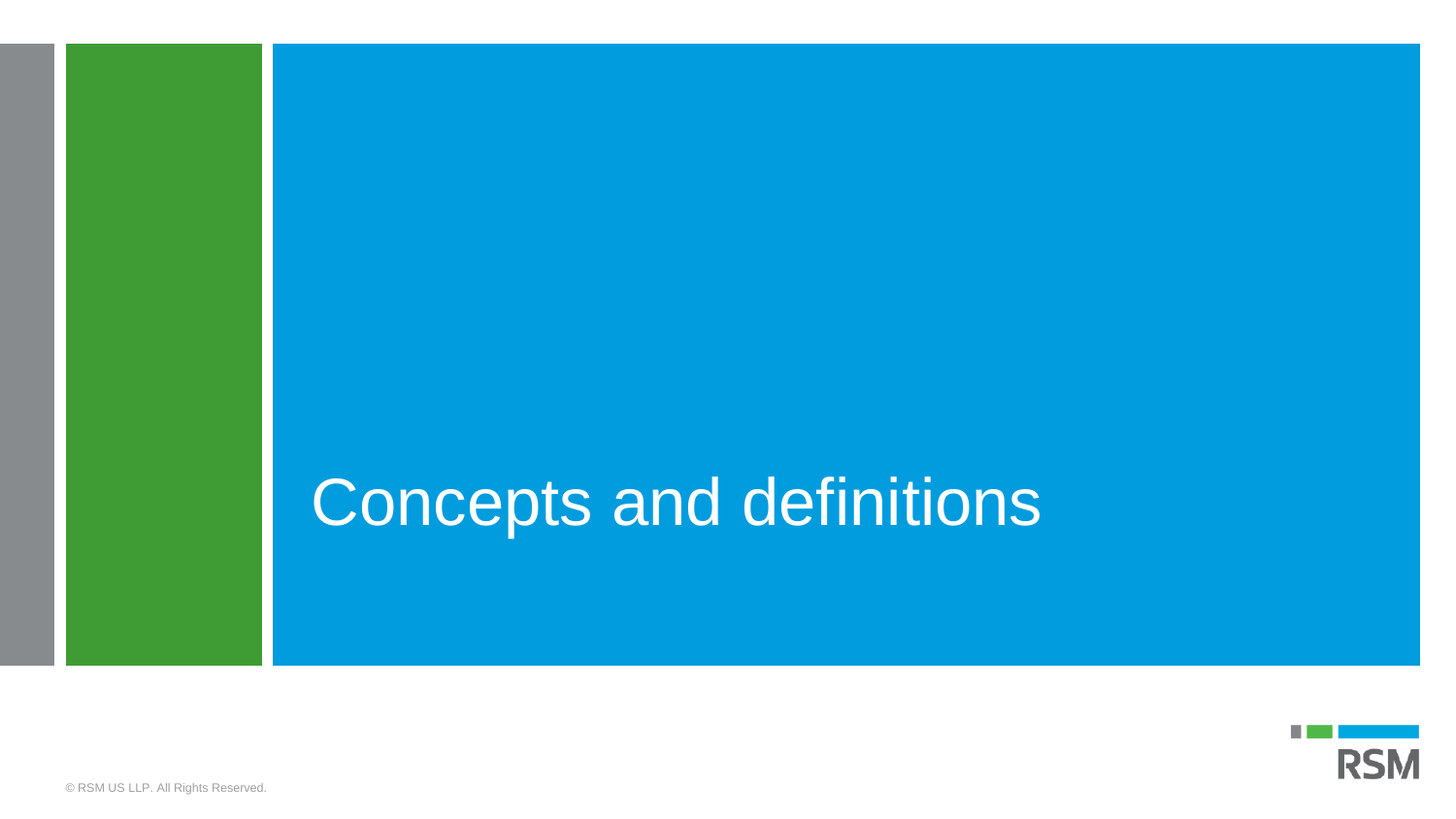# Concepts and definitions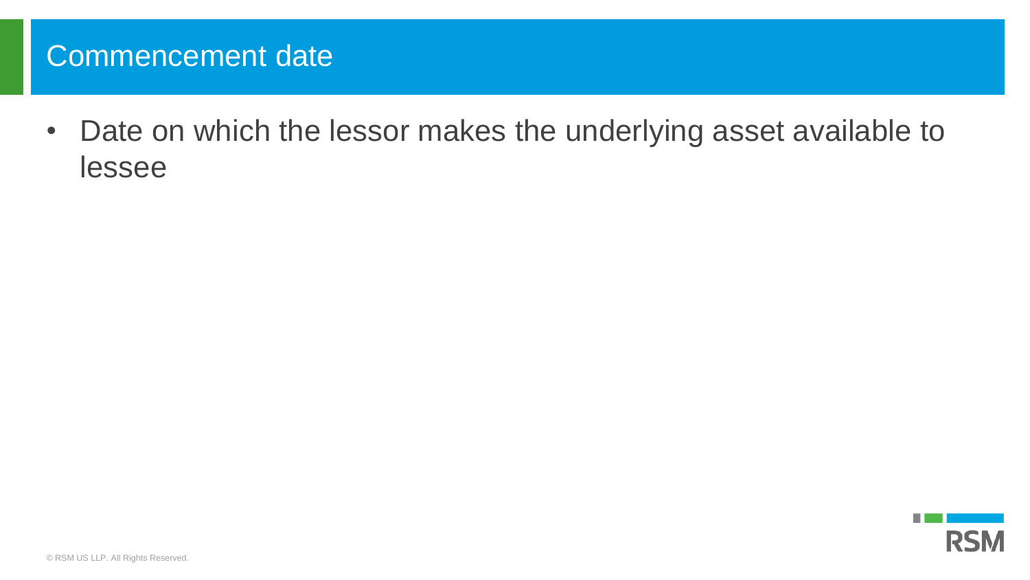## Commencement date

- Date on which the lessor makes the underlying asset available to lessee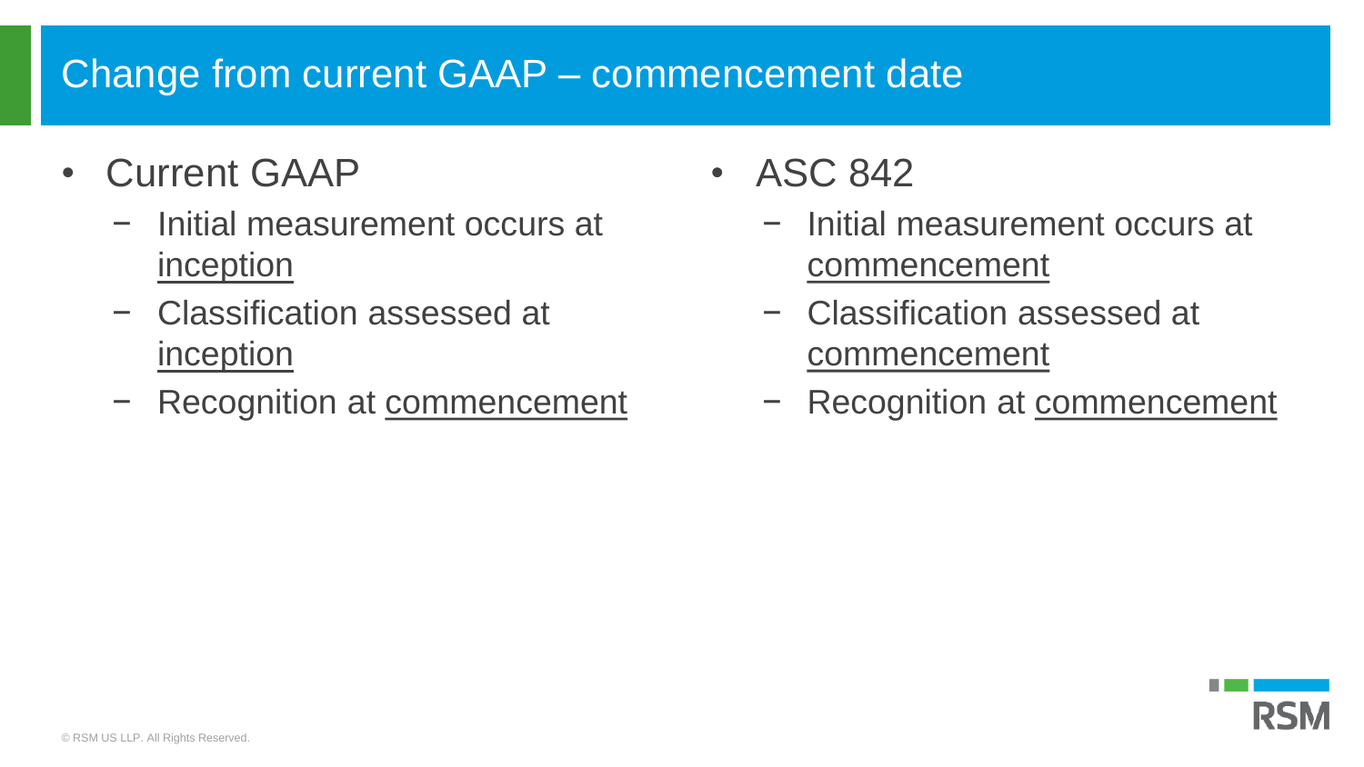# Change from current GAAP – commencement date

- Current GAAP
  - Initial measurement occurs at inception
  - Classification assessed at inception
  - Recognition at commencement
- ASC 842
  - Initial measurement occurs at commencement
  - Classification assessed at commencement
  - Recognition at commencement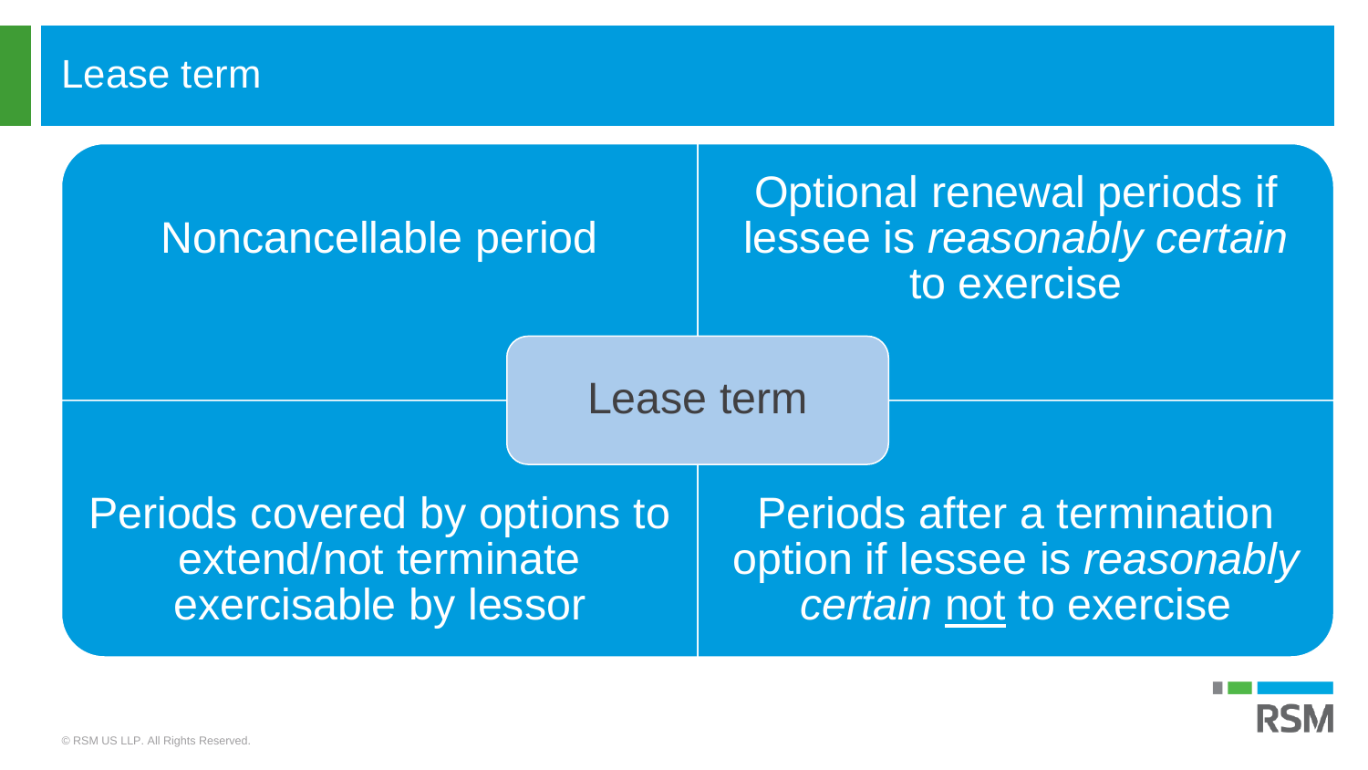# Lease term

## Lease term

- Noncancellable period
- Optional renewal periods if lessee is *reasonably certain* to exercise
- Periods covered by options to extend/not terminate exercisable by lessor
- Periods after a termination option if lessee is *reasonably certain* not to exercise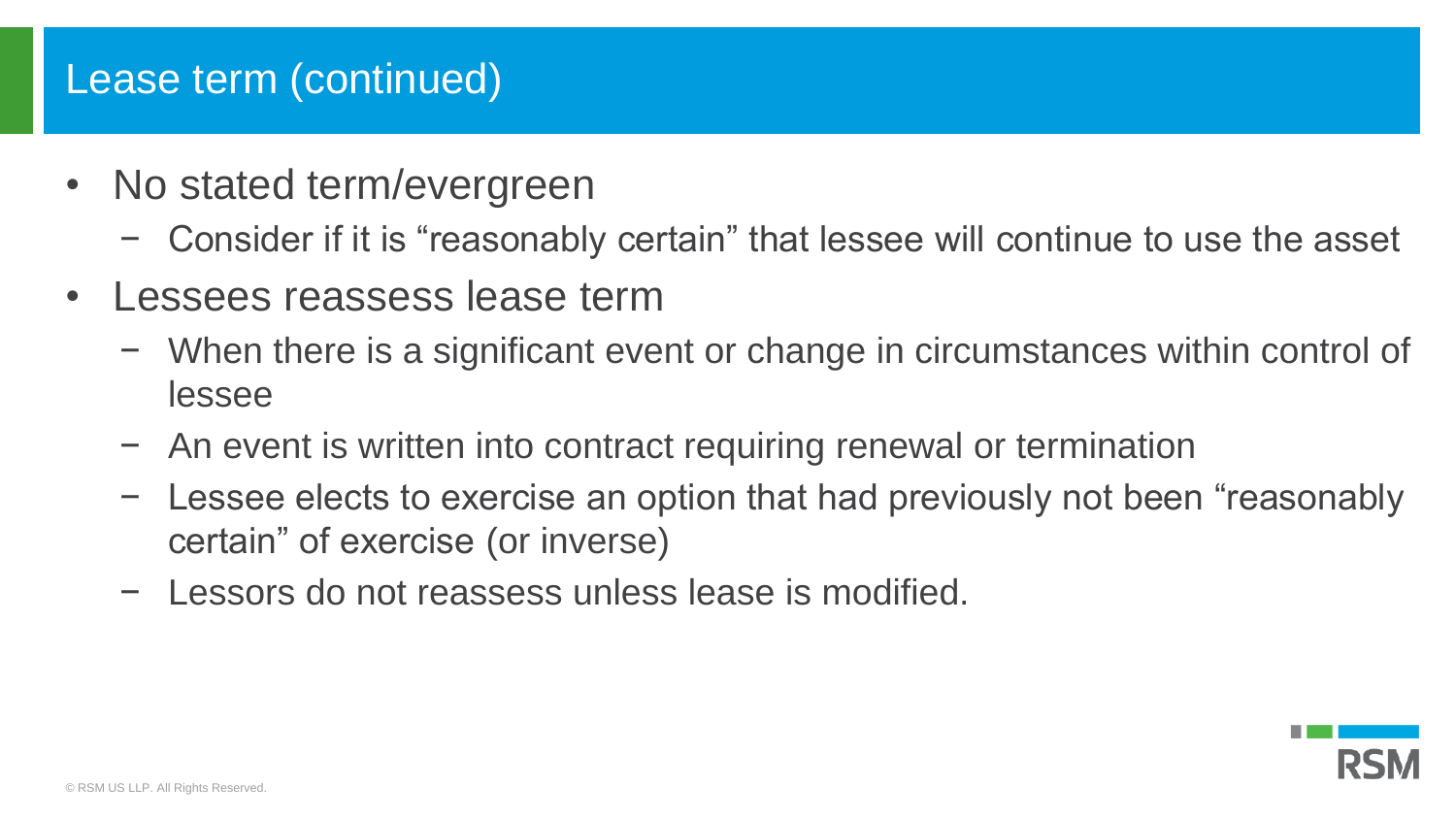## Lease term (continued)

- No stated term/evergreen
  - Consider if it is “reasonably certain” that lessee will continue to use the asset
- Lessees reassess lease term
  - When there is a significant event or change in circumstances within control of lessee
  - An event is written into contract requiring renewal or termination
  - Lessee elects to exercise an option that had previously not been “reasonably certain” of exercise (or inverse)
  - Lessors do not reassess unless lease is modified.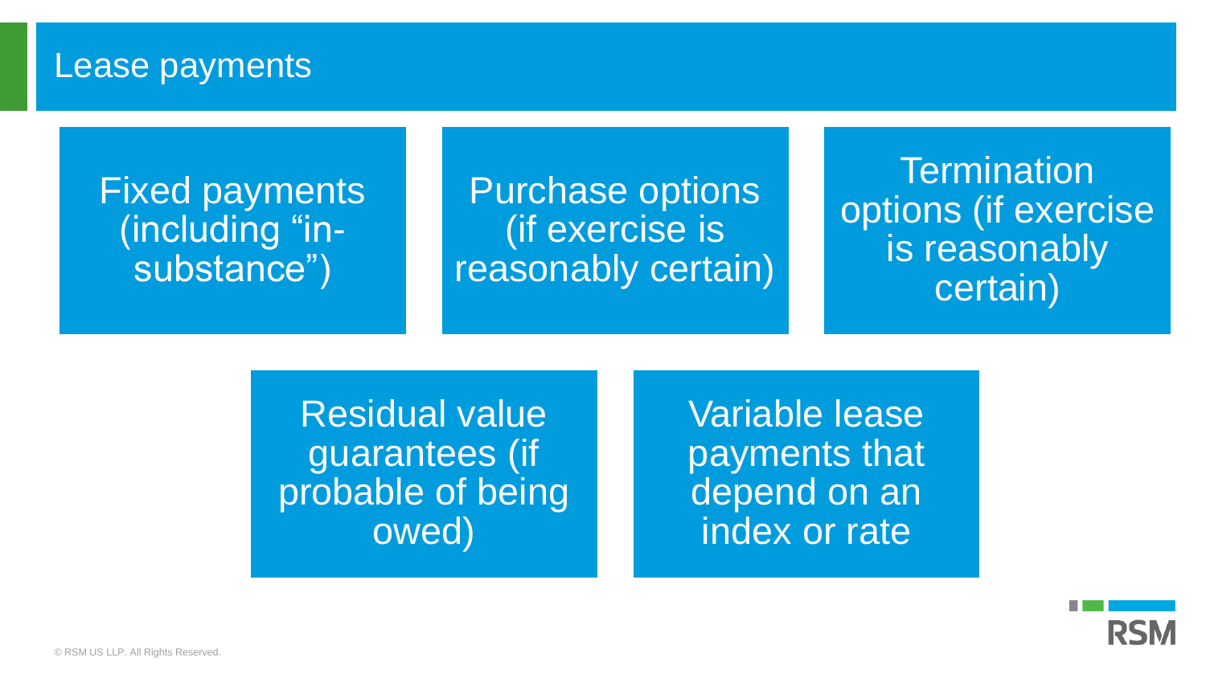# Lease payments

- Fixed payments (including "in-substance")
- Purchase options (if exercise is reasonably certain)
- Termination options (if exercise is reasonably certain)
- Residual value guarantees (if probable of being owed)
- Variable lease payments that depend on an index or rate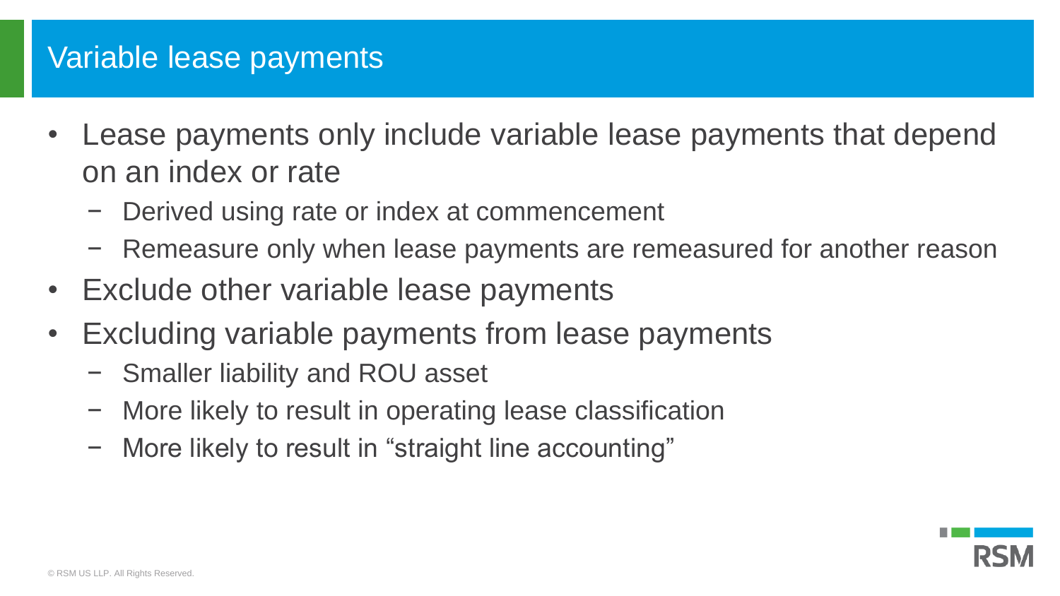# Variable lease payments

- Lease payments only include variable lease payments that depend on an index or rate
  - Derived using rate or index at commencement
  - Remeasure only when lease payments are remeasured for another reason
- Exclude other variable lease payments
- Excluding variable payments from lease payments
  - Smaller liability and ROU asset
  - More likely to result in operating lease classification
  - More likely to result in “straight line accounting”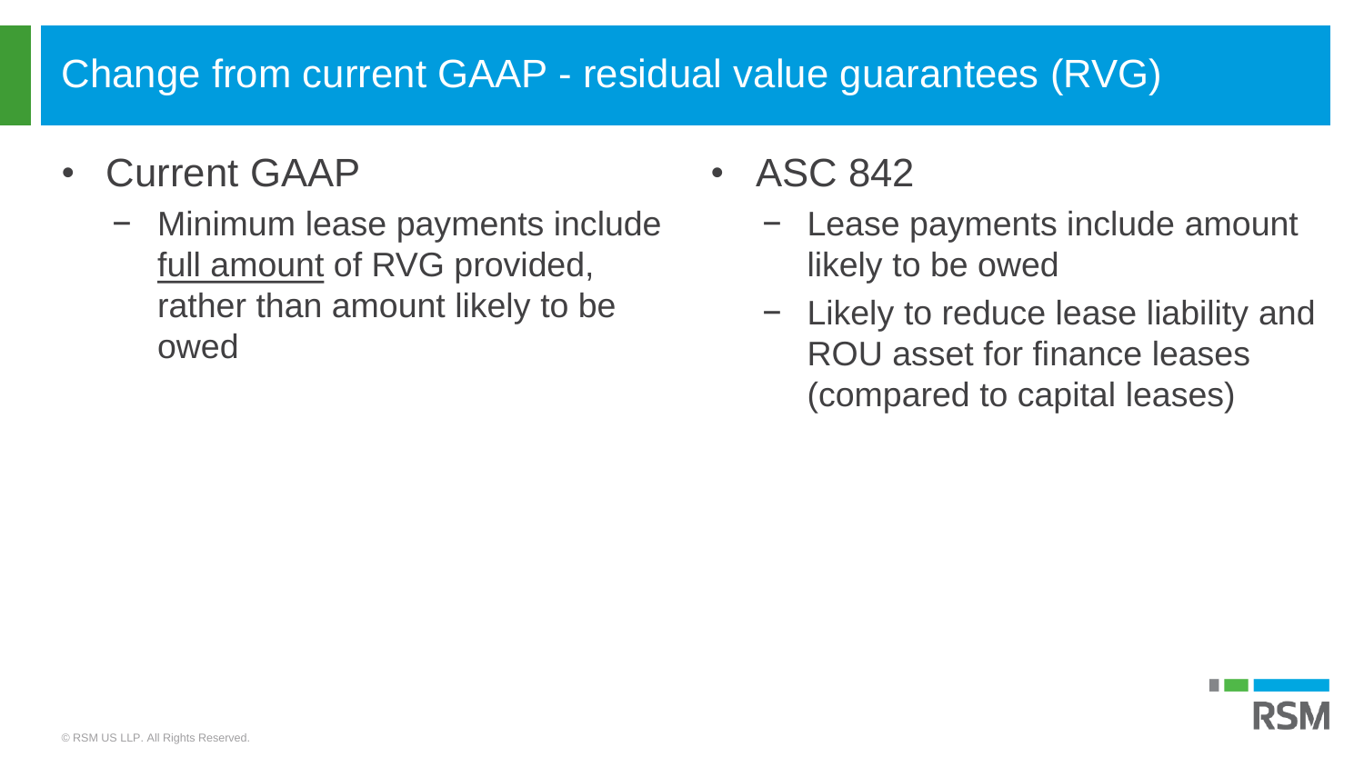# Change from current GAAP - residual value guarantees (RVG)

- Current GAAP
  - Minimum lease payments include <u>full amount</u> of RVG provided, rather than amount likely to be owed
- ASC 842
  - Lease payments include amount likely to be owed
  - Likely to reduce lease liability and ROU asset for finance leases (compared to capital leases)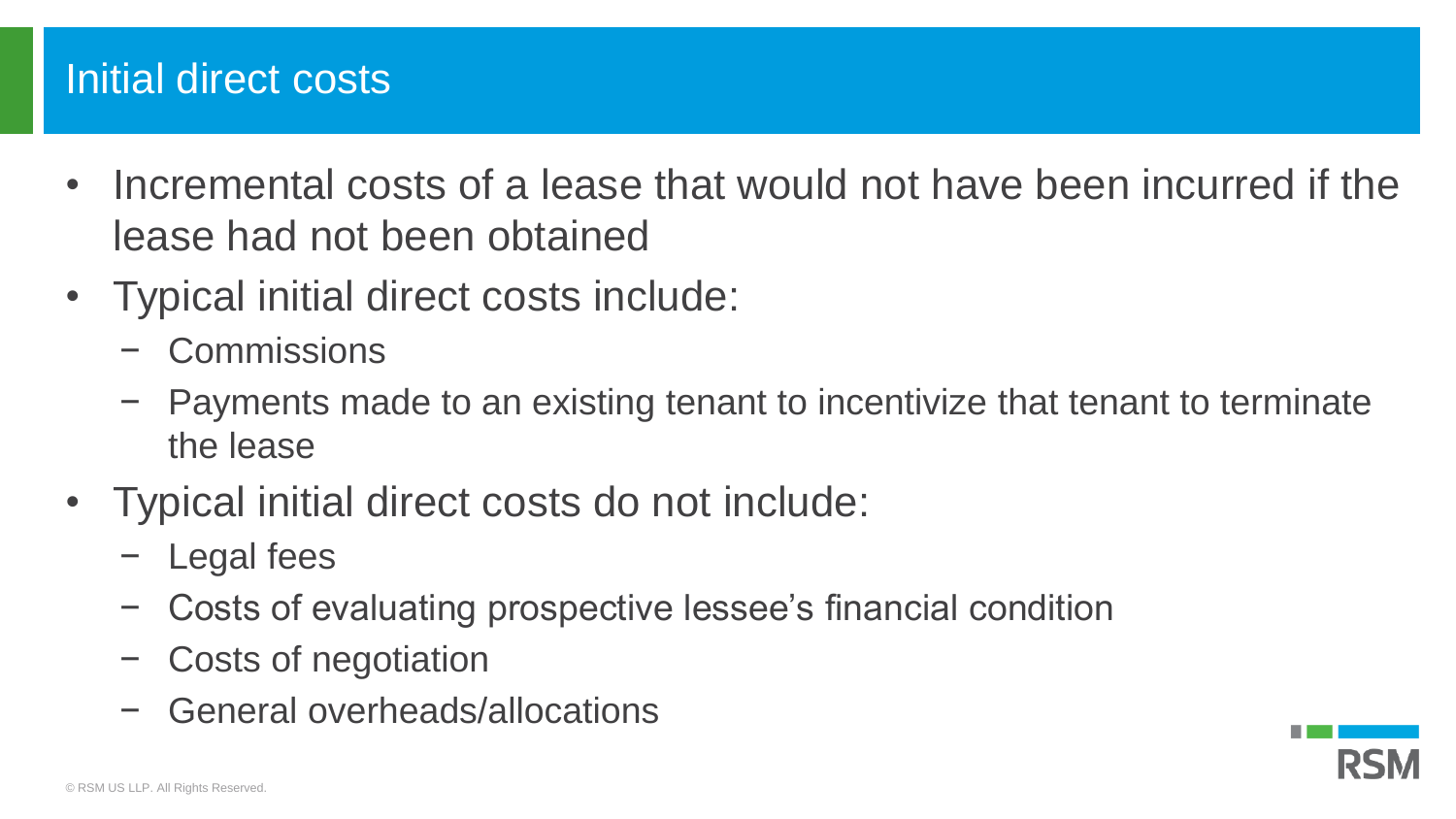# Initial direct costs

- Incremental costs of a lease that would not have been incurred if the lease had not been obtained
- Typical initial direct costs include:
  - Commissions
  - Payments made to an existing tenant to incentivize that tenant to terminate the lease
- Typical initial direct costs do not include:
  - Legal fees
  - Costs of evaluating prospective lessee's financial condition
  - Costs of negotiation
  - General overheads/allocations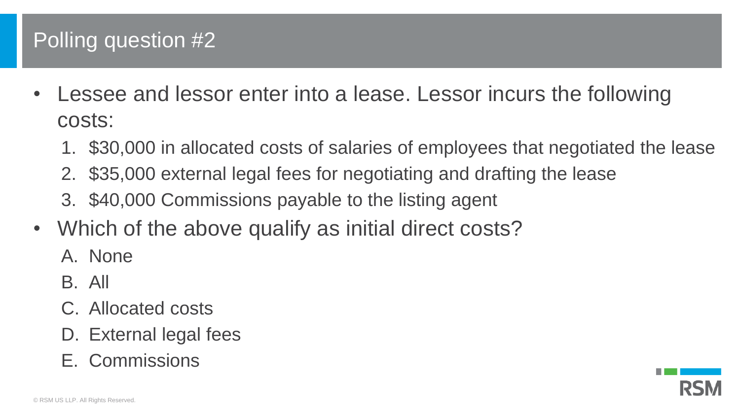# Polling question #2

- Lessee and lessor enter into a lease. Lessor incurs the following costs:
  1. $30,000 in allocated costs of salaries of employees that negotiated the lease
  2. $35,000 external legal fees for negotiating and drafting the lease
  3. $40,000 Commissions payable to the listing agent
- Which of the above qualify as initial direct costs?
  A. None
  B. All
  C. Allocated costs
  D. External legal fees
  E. Commissions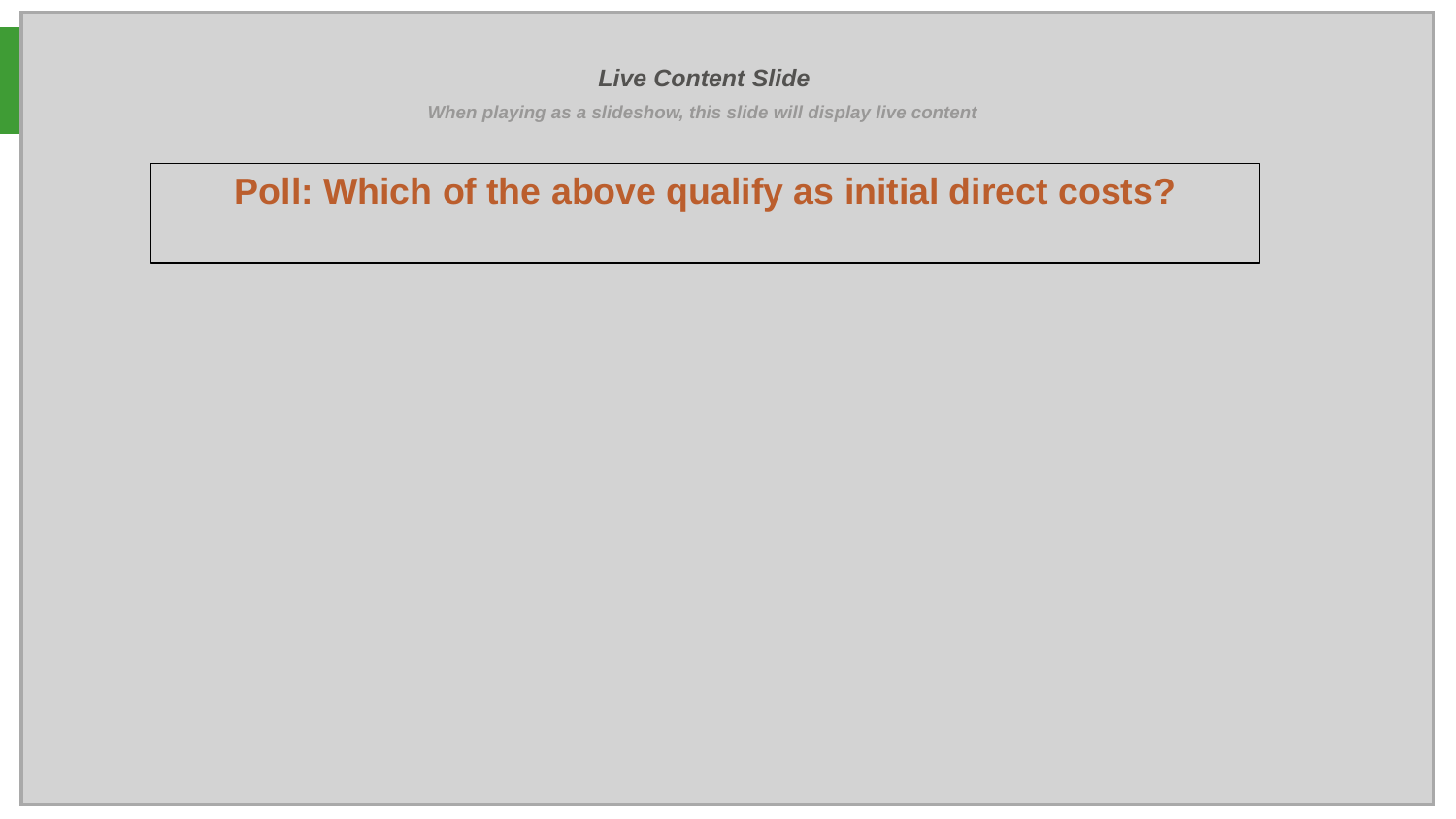*Live Content Slide*

*When playing as a slideshow, this slide will display live content*

## Poll: Which of the above qualify as initial direct costs?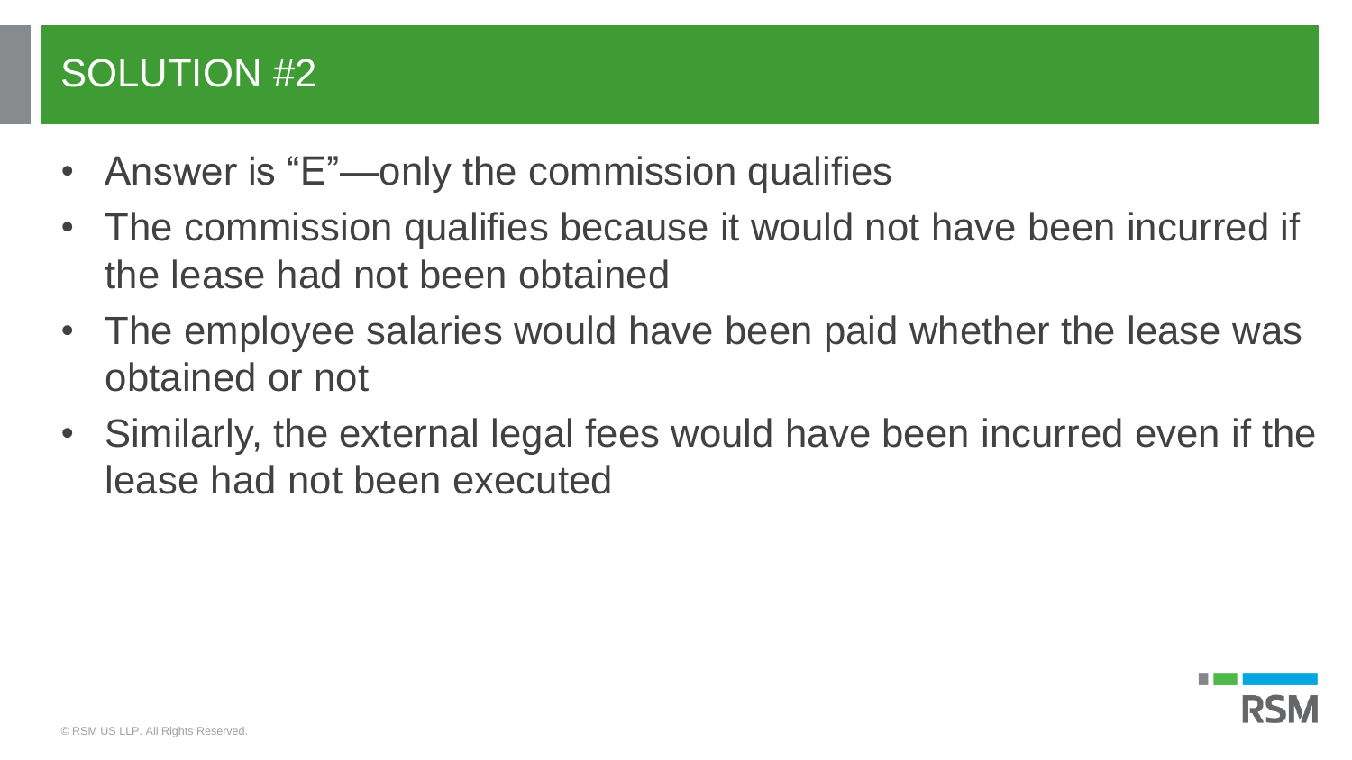# SOLUTION #2

- Answer is "E"—only the commission qualifies
- The commission qualifies because it would not have been incurred if the lease had not been obtained
- The employee salaries would have been paid whether the lease was obtained or not
- Similarly, the external legal fees would have been incurred even if the lease had not been executed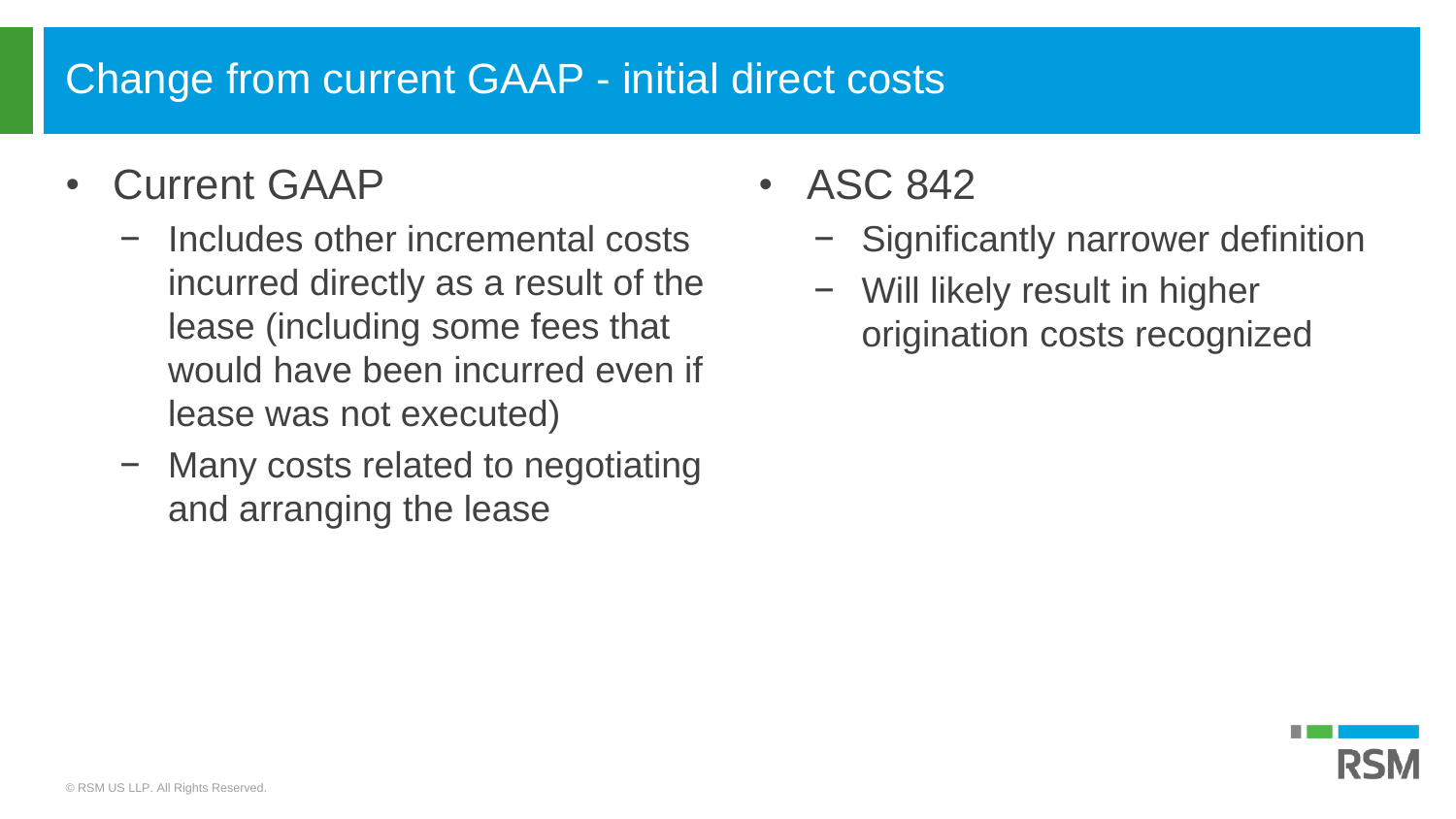# Change from current GAAP - initial direct costs

- Current GAAP
  - Includes other incremental costs incurred directly as a result of the lease (including some fees that would have been incurred even if lease was not executed)
  - Many costs related to negotiating and arranging the lease
- ASC 842
  - Significantly narrower definition
  - Will likely result in higher origination costs recognized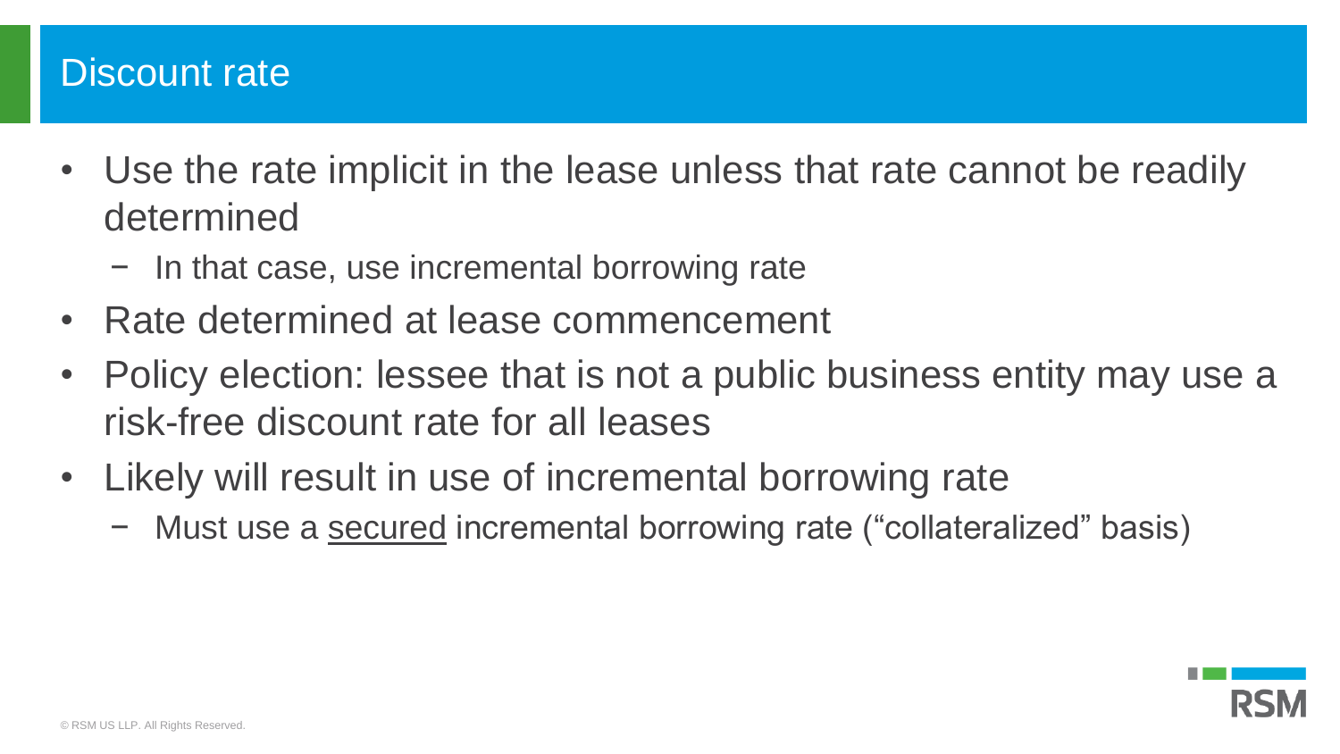# Discount rate

- Use the rate implicit in the lease unless that rate cannot be readily determined
  - In that case, use incremental borrowing rate
- Rate determined at lease commencement
- Policy election: lessee that is not a public business entity may use a risk-free discount rate for all leases
- Likely will result in use of incremental borrowing rate
  - Must use a <u>secured</u> incremental borrowing rate (“collateralized” basis)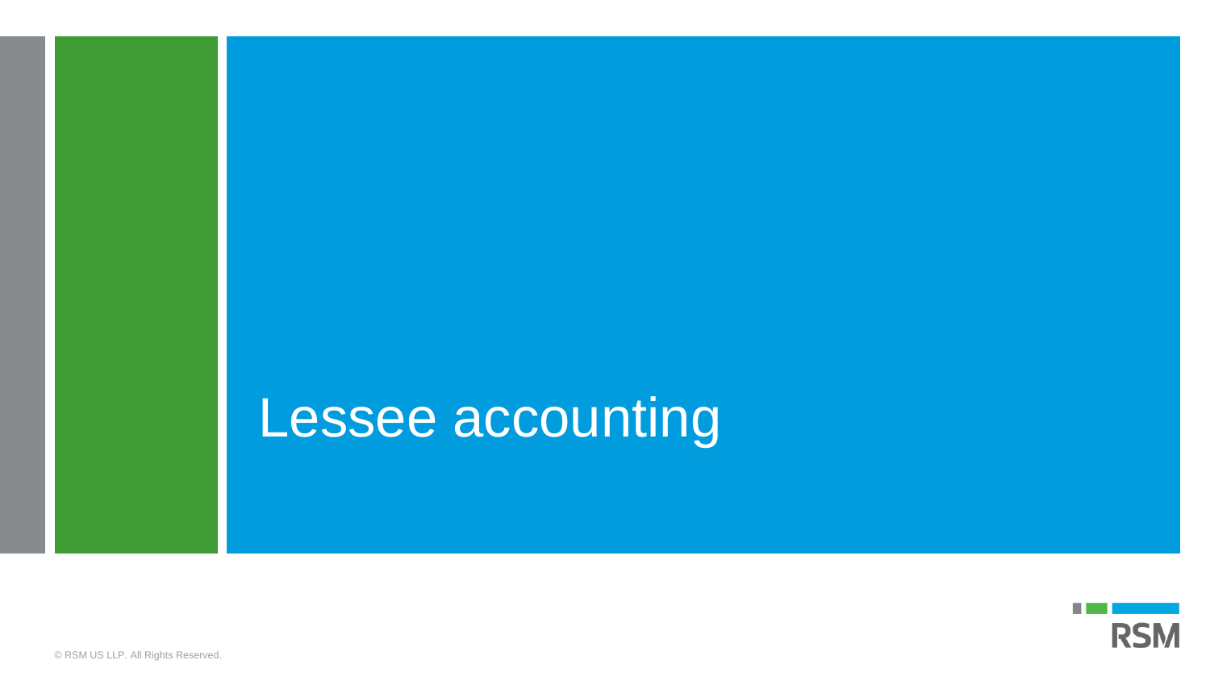# Lessee accounting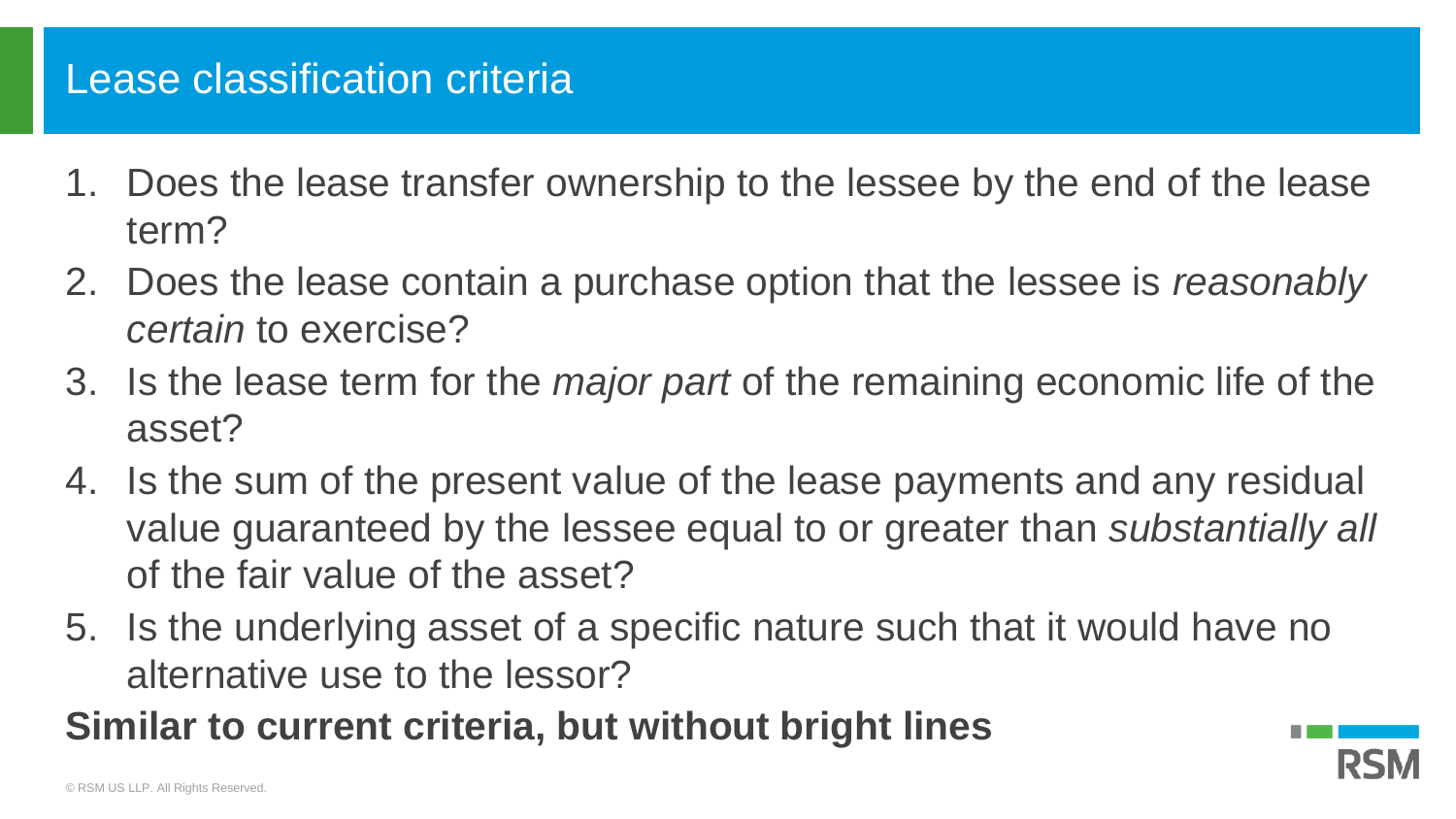## Lease classification criteria

1. Does the lease transfer ownership to the lessee by the end of the lease term?
2. Does the lease contain a purchase option that the lessee is *reasonably certain* to exercise?
3. Is the lease term for the *major part* of the remaining economic life of the asset?
4. Is the sum of the present value of the lease payments and any residual value guaranteed by the lessee equal to or greater than *substantially all* of the fair value of the asset?
5. Is the underlying asset of a specific nature such that it would have no alternative use to the lessor?

**Similar to current criteria, but without bright lines**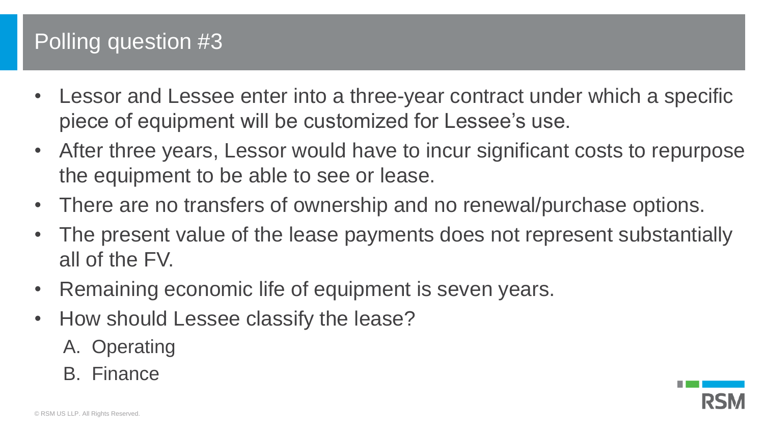# Polling question #3

- Lessor and Lessee enter into a three-year contract under which a specific piece of equipment will be customized for Lessee's use.
- After three years, Lessor would have to incur significant costs to repurpose the equipment to be able to see or lease.
- There are no transfers of ownership and no renewal/purchase options.
- The present value of the lease payments does not represent substantially all of the FV.
- Remaining economic life of equipment is seven years.
- How should Lessee classify the lease?
  A. Operating
  B. Finance

© RSM US LLP. All Rights Reserved.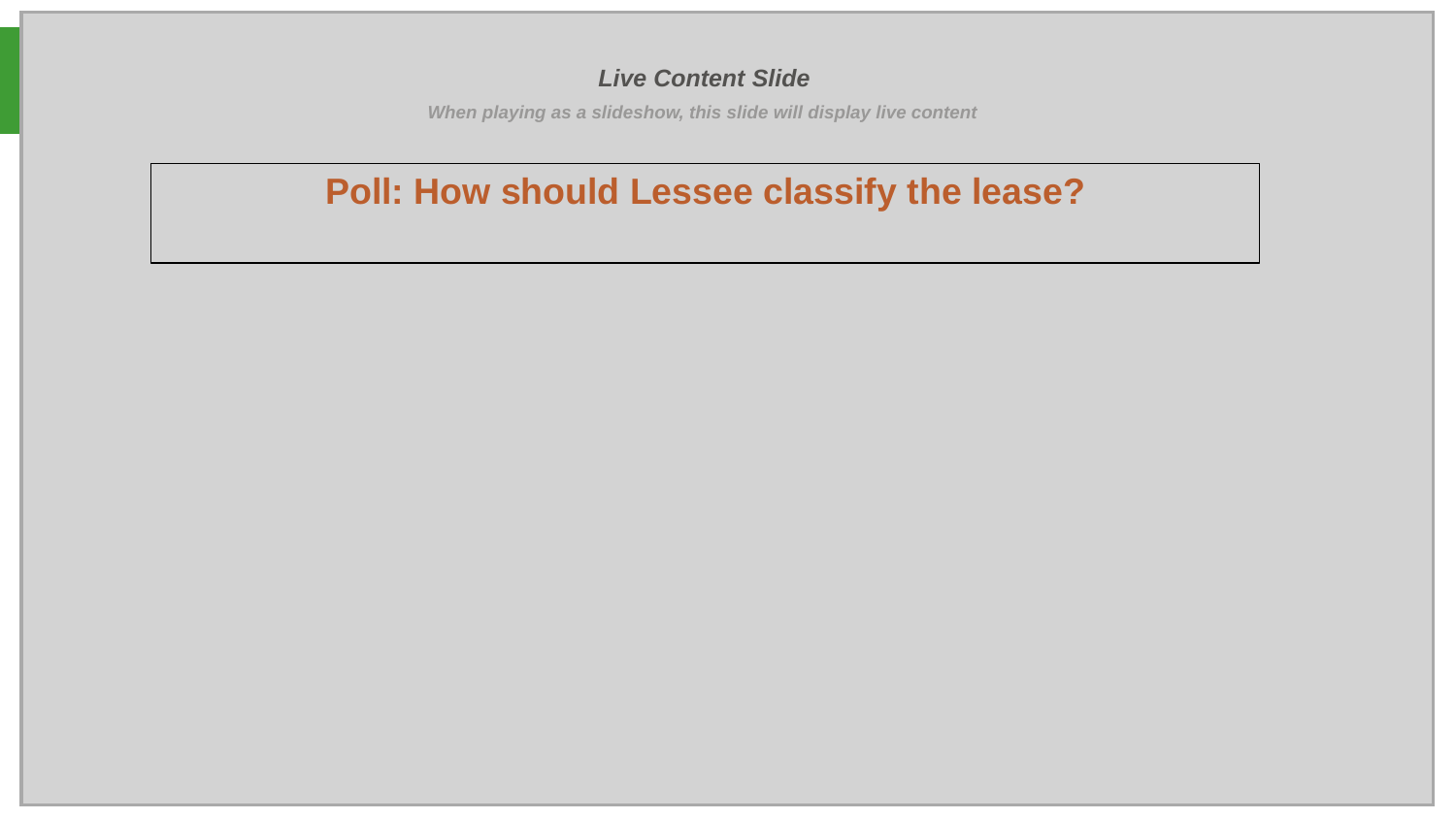*Live Content Slide*

*When playing as a slideshow, this slide will display live content*

## Poll: How should Lessee classify the lease?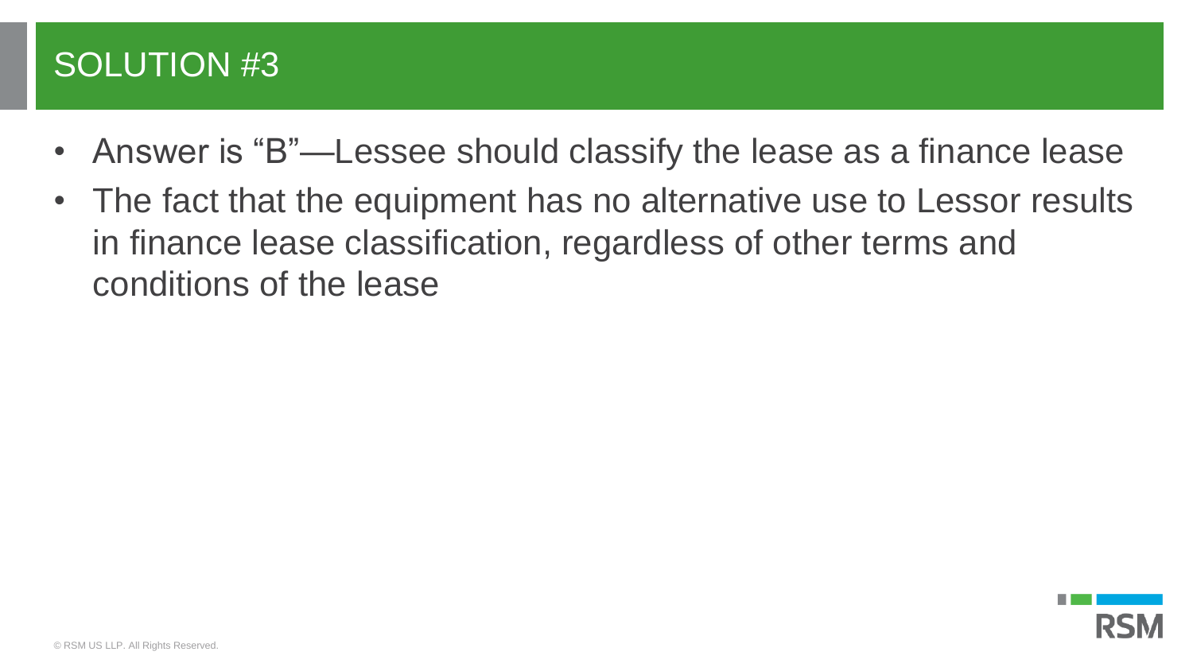# SOLUTION #3

- Answer is "B"—Lessee should classify the lease as a finance lease
- The fact that the equipment has no alternative use to Lessor results in finance lease classification, regardless of other terms and conditions of the lease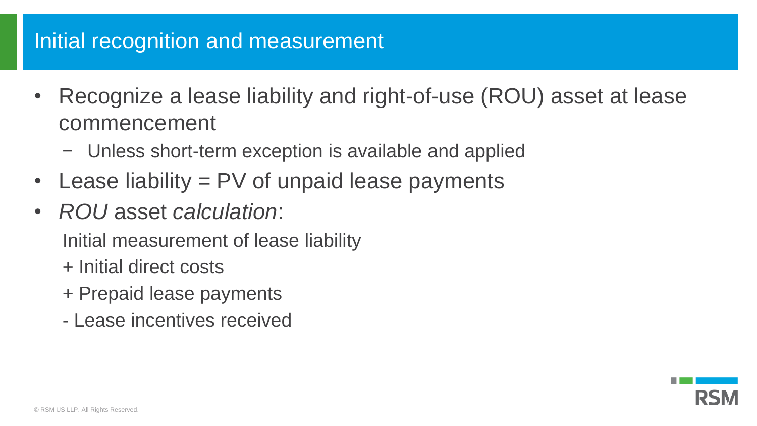## Initial recognition and measurement

- Recognize a lease liability and right-of-use (ROU) asset at lease commencement
  - Unless short-term exception is available and applied
- Lease liability = PV of unpaid lease payments
- *ROU* asset *calculation*:

  Initial measurement of lease liability

  + Initial direct costs

  + Prepaid lease payments

  - Lease incentives received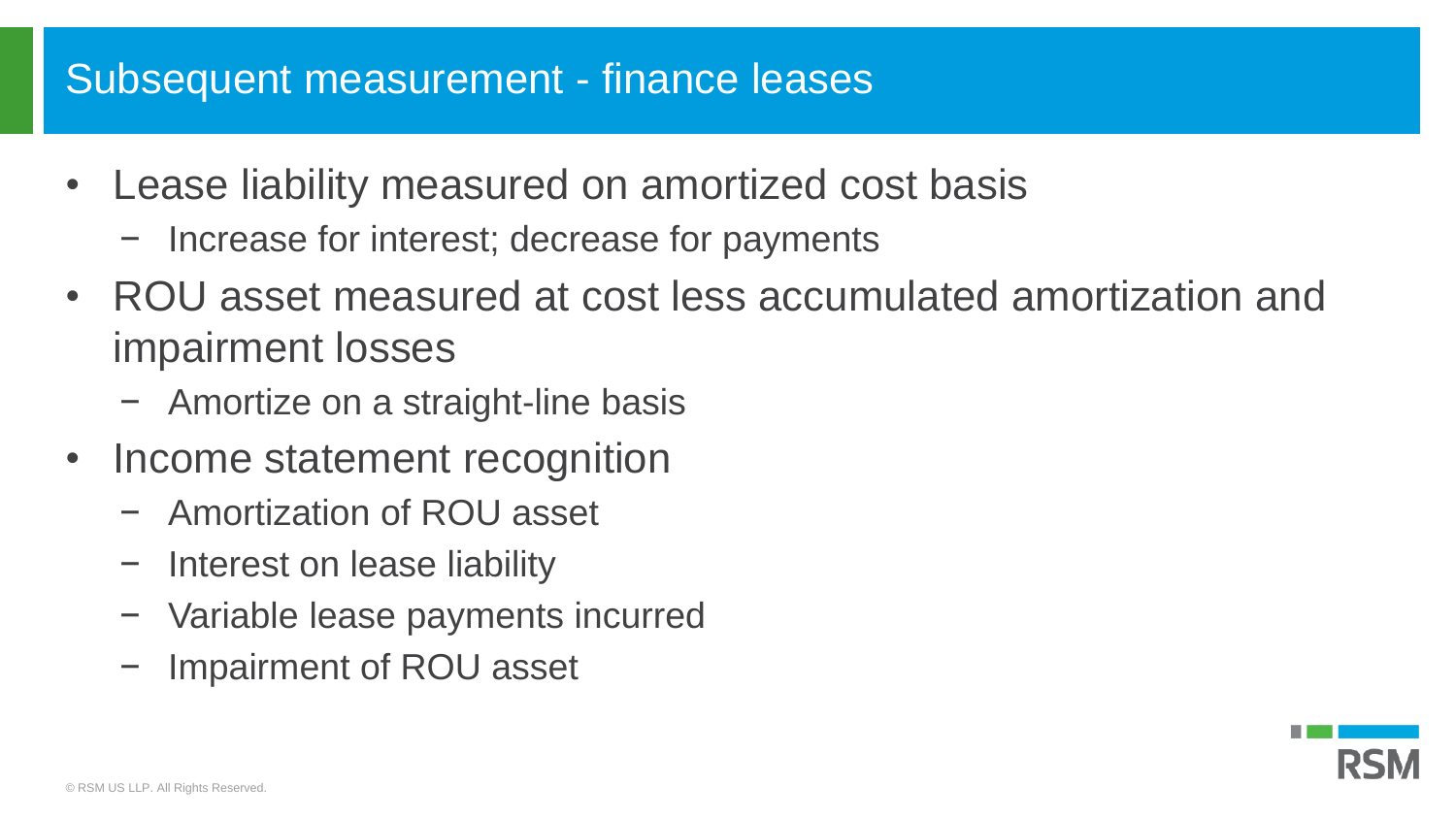# Subsequent measurement - finance leases

- Lease liability measured on amortized cost basis
  - Increase for interest; decrease for payments
- ROU asset measured at cost less accumulated amortization and impairment losses
  - Amortize on a straight-line basis
- Income statement recognition
  - Amortization of ROU asset
  - Interest on lease liability
  - Variable lease payments incurred
  - Impairment of ROU asset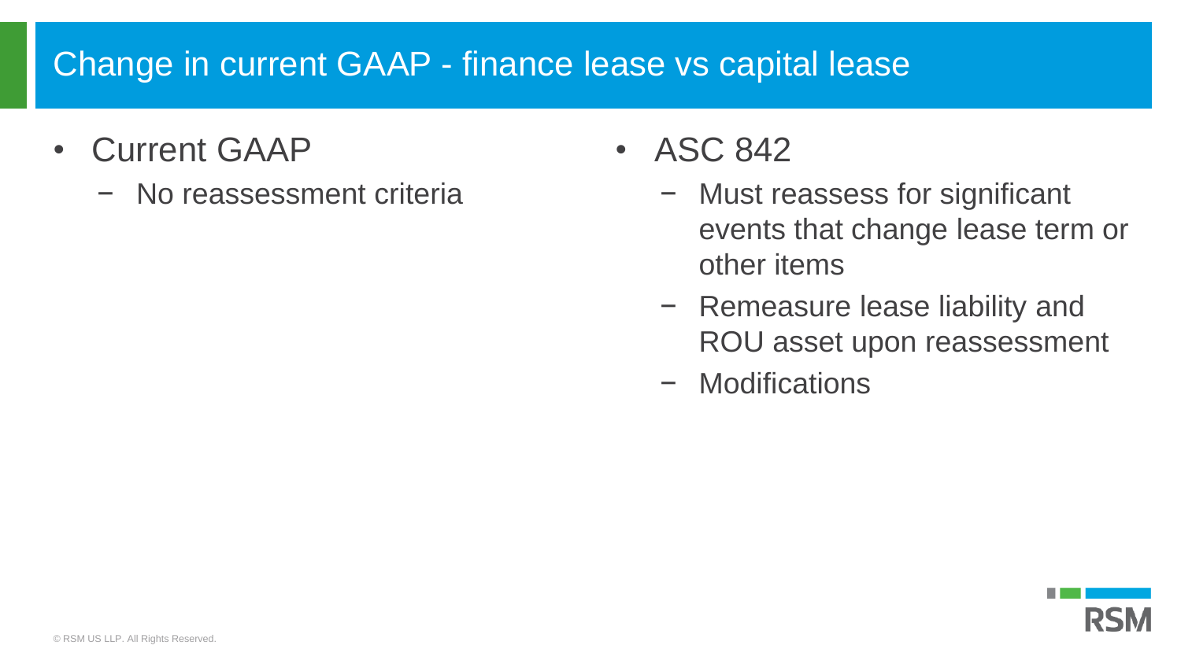# Change in current GAAP - finance lease vs capital lease

- Current GAAP
  - No reassessment criteria
- ASC 842
  - Must reassess for significant events that change lease term or other items
  - Remeasure lease liability and ROU asset upon reassessment
  - Modifications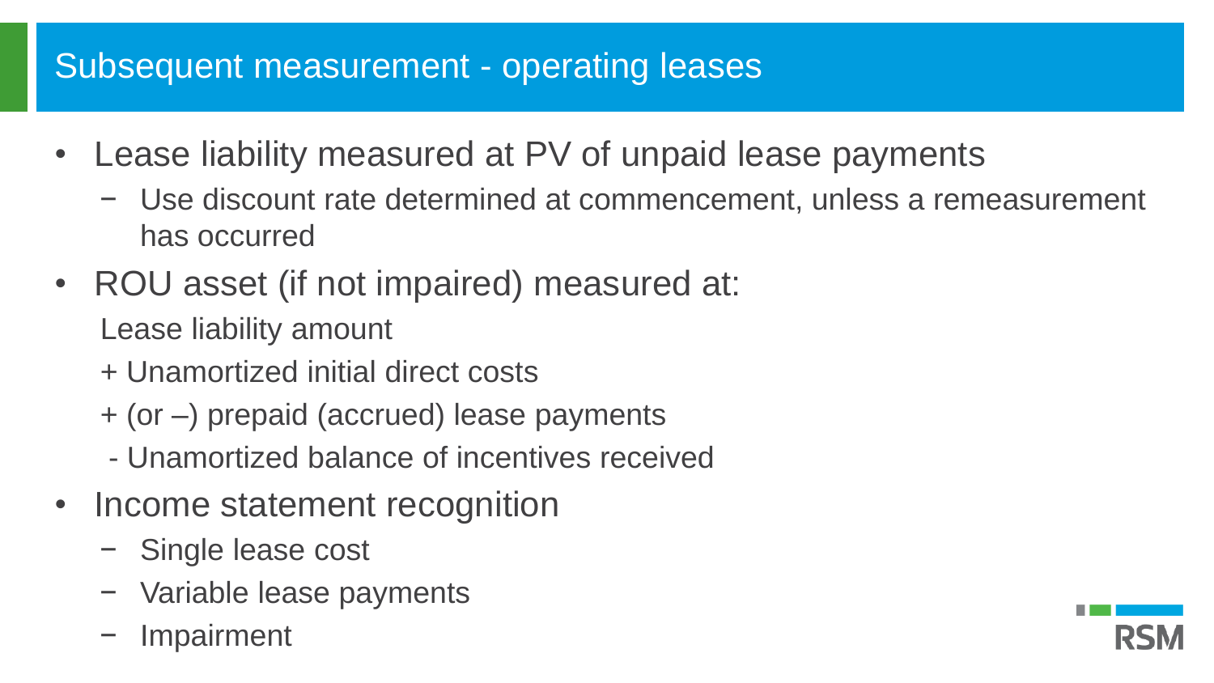# Subsequent measurement - operating leases

- Lease liability measured at PV of unpaid lease payments
  - Use discount rate determined at commencement, unless a remeasurement has occurred
- ROU asset (if not impaired) measured at:

  Lease liability amount

  + Unamortized initial direct costs

  + (or –) prepaid (accrued) lease payments

  - Unamortized balance of incentives received
- Income statement recognition
  - Single lease cost
  - Variable lease payments
  - Impairment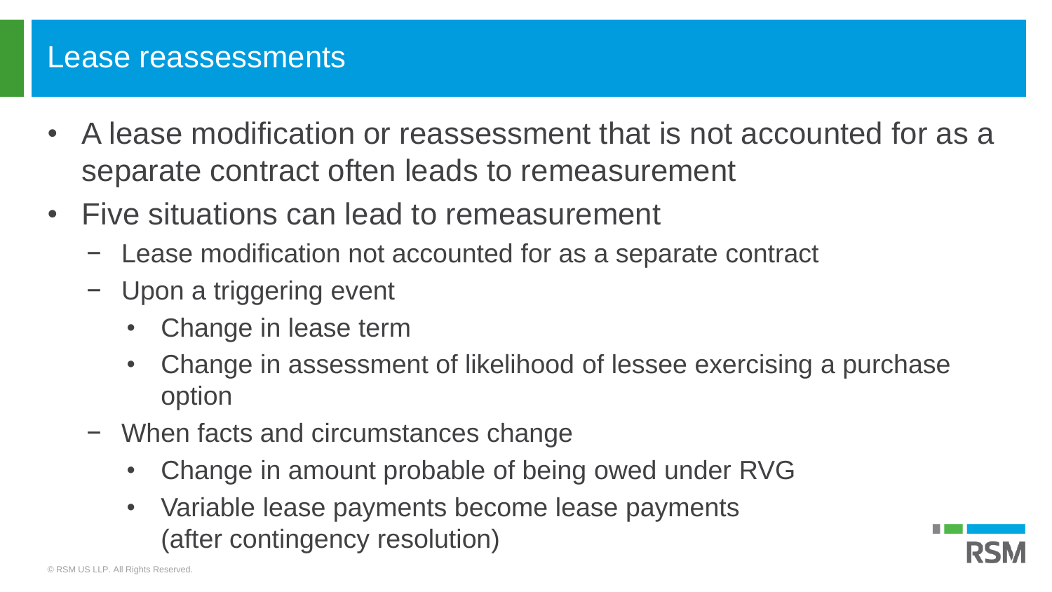# Lease reassessments

- A lease modification or reassessment that is not accounted for as a separate contract often leads to remeasurement
- Five situations can lead to remeasurement
  - Lease modification not accounted for as a separate contract
  - Upon a triggering event
    - Change in lease term
    - Change in assessment of likelihood of lessee exercising a purchase option
  - When facts and circumstances change
    - Change in amount probable of being owed under RVG
    - Variable lease payments become lease payments (after contingency resolution)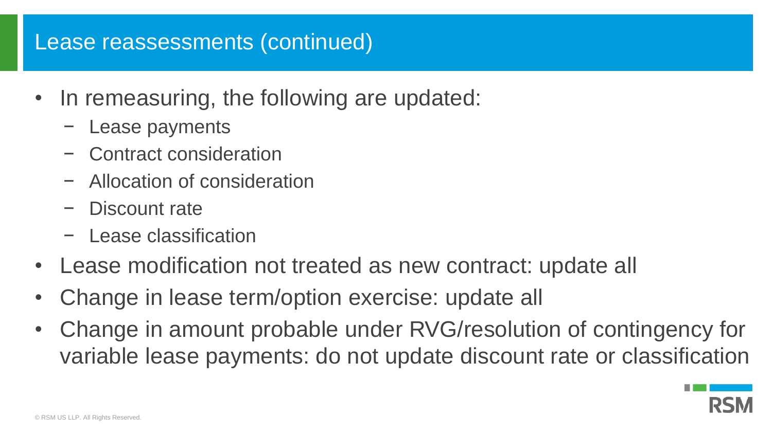## Lease reassessments (continued)

- In remeasuring, the following are updated:
  - Lease payments
  - Contract consideration
  - Allocation of consideration
  - Discount rate
  - Lease classification
- Lease modification not treated as new contract: update all
- Change in lease term/option exercise: update all
- Change in amount probable under RVG/resolution of contingency for variable lease payments: do not update discount rate or classification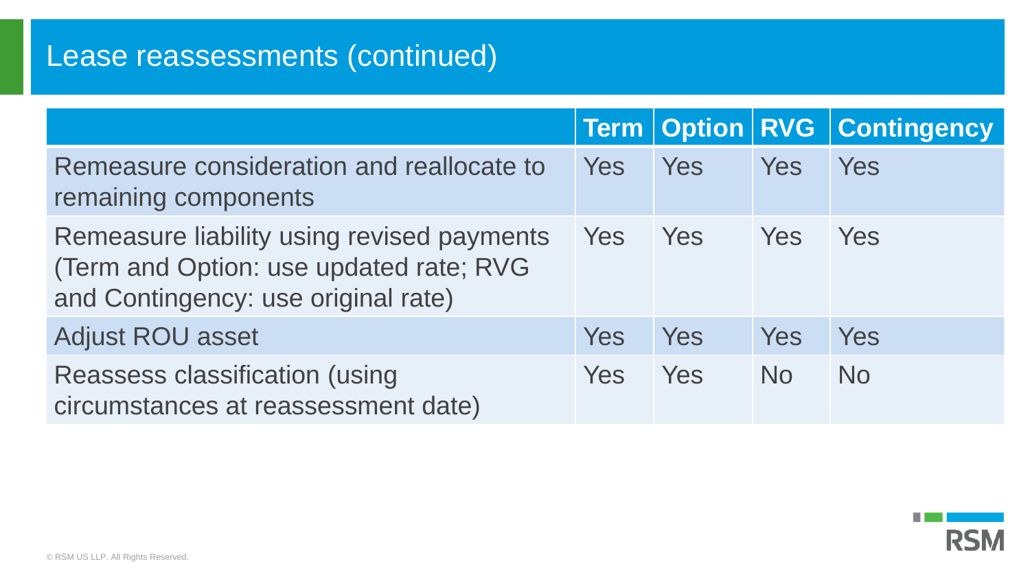# Lease reassessments (continued)

| | Term | Option | RVG | Contingency |
|---|---|---|---|---|
| Remeasure consideration and reallocate to remaining components | Yes | Yes | Yes | Yes |
| Remeasure liability using revised payments (Term and Option: use updated rate; RVG and Contingency: use original rate) | Yes | Yes | Yes | Yes |
| Adjust ROU asset | Yes | Yes | Yes | Yes |
| Reassess classification (using circumstances at reassessment date) | Yes | Yes | No | No |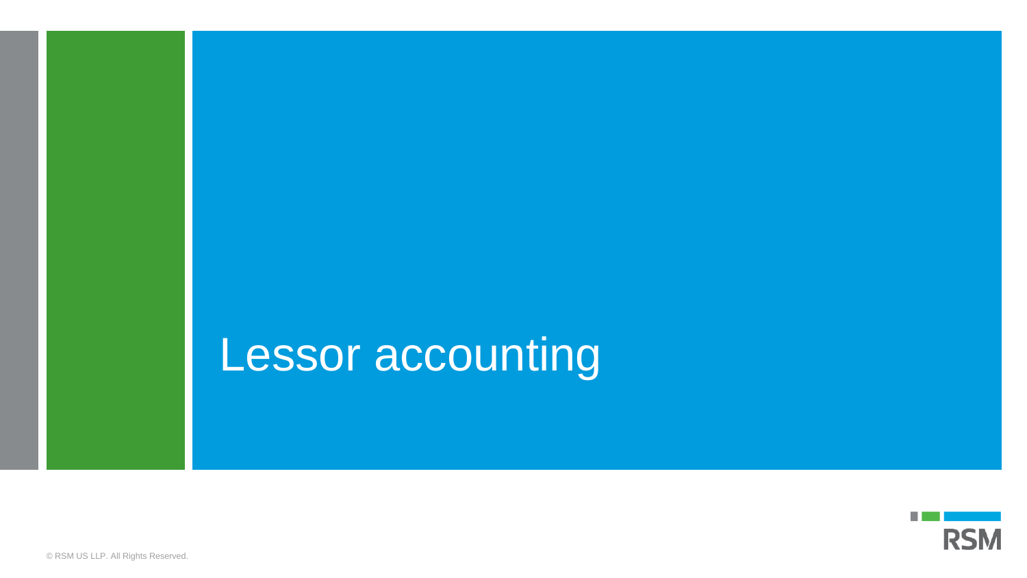# Lessor accounting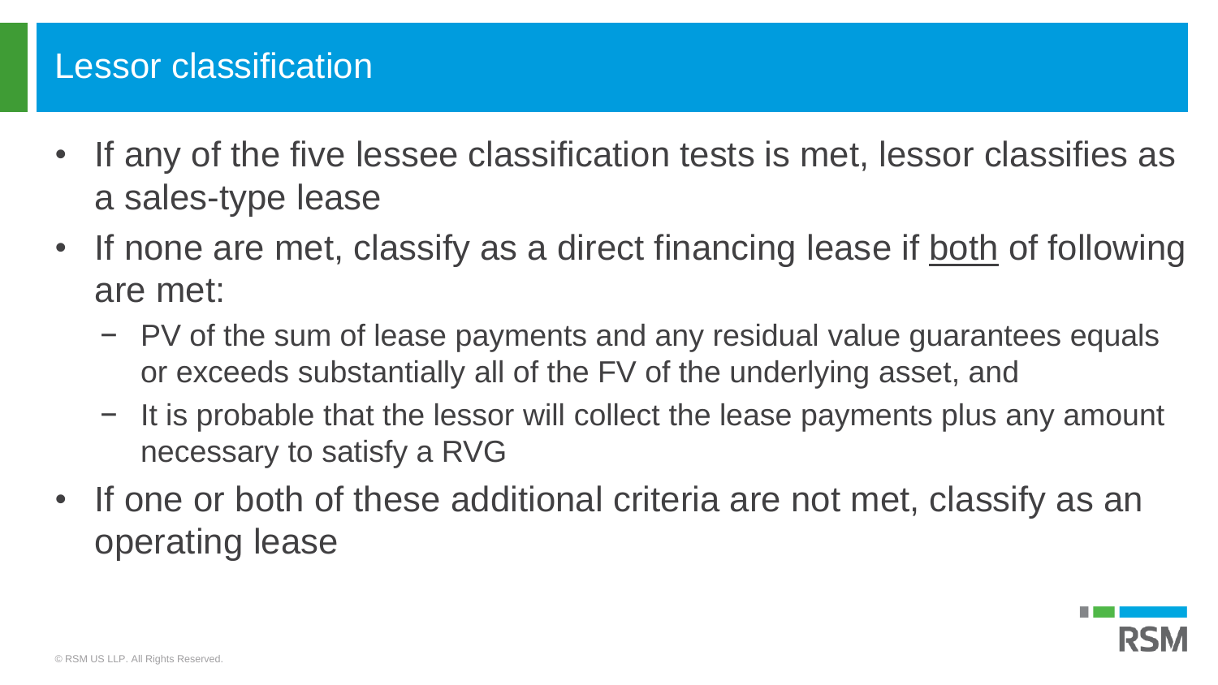# Lessor classification

- If any of the five lessee classification tests is met, lessor classifies as a sales-type lease
- If none are met, classify as a direct financing lease if <u>both</u> of following are met:
  - PV of the sum of lease payments and any residual value guarantees equals or exceeds substantially all of the FV of the underlying asset, and
  - It is probable that the lessor will collect the lease payments plus any amount necessary to satisfy a RVG
- If one or both of these additional criteria are not met, classify as an operating lease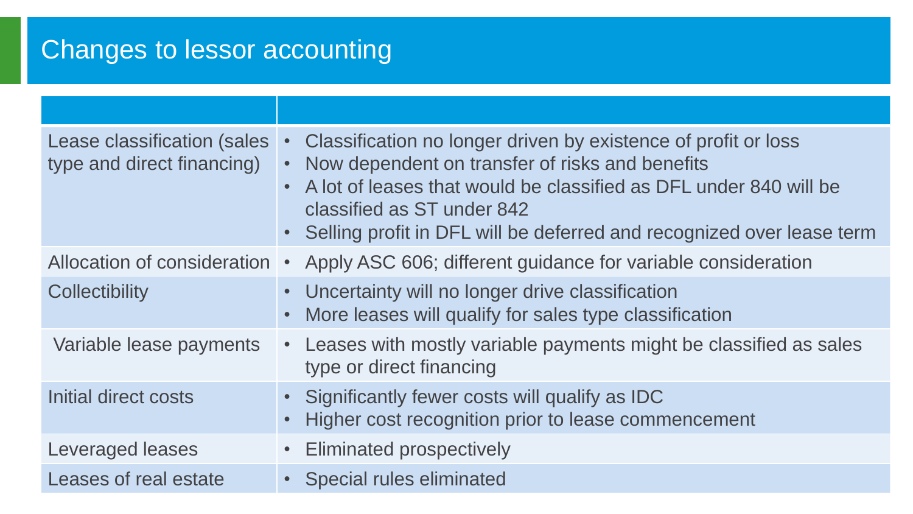# Changes to lessor accounting

| | |
|---|---|
| Lease classification (sales type and direct financing) | • Classification no longer driven by existence of profit or loss<br>• Now dependent on transfer of risks and benefits<br>• A lot of leases that would be classified as DFL under 840 will be classified as ST under 842<br>• Selling profit in DFL will be deferred and recognized over lease term |
| Allocation of consideration | • Apply ASC 606; different guidance for variable consideration |
| Collectibility | • Uncertainty will no longer drive classification<br>• More leases will qualify for sales type classification |
| Variable lease payments | • Leases with mostly variable payments might be classified as sales type or direct financing |
| Initial direct costs | • Significantly fewer costs will qualify as IDC<br>• Higher cost recognition prior to lease commencement |
| Leveraged leases | • Eliminated prospectively |
| Leases of real estate | • Special rules eliminated |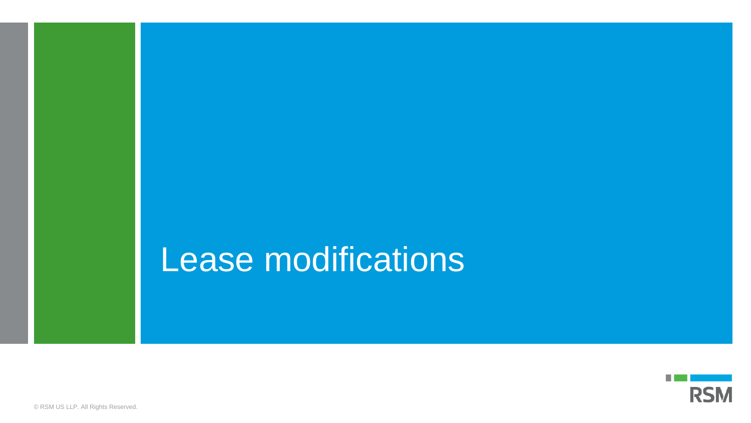# Lease modifications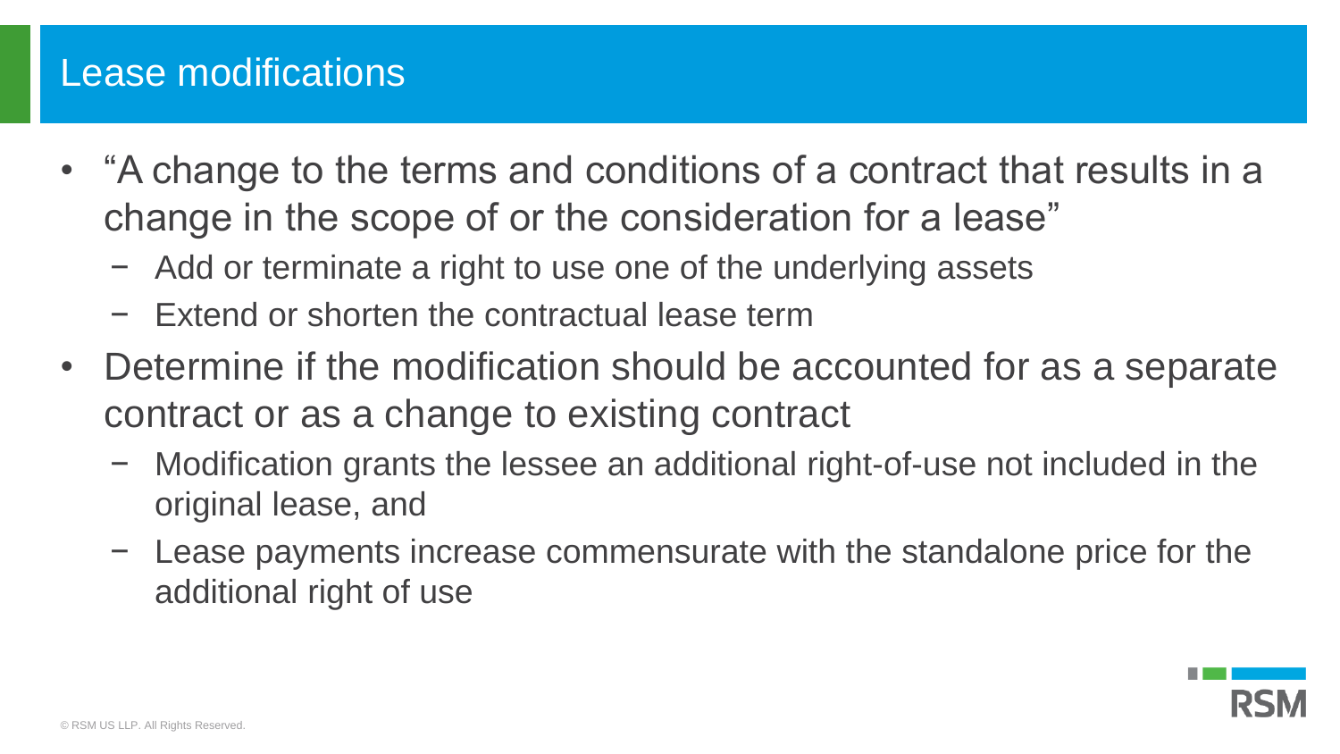# Lease modifications

- "A change to the terms and conditions of a contract that results in a change in the scope of or the consideration for a lease"
  - Add or terminate a right to use one of the underlying assets
  - Extend or shorten the contractual lease term
- Determine if the modification should be accounted for as a separate contract or as a change to existing contract
  - Modification grants the lessee an additional right-of-use not included in the original lease, and
  - Lease payments increase commensurate with the standalone price for the additional right of use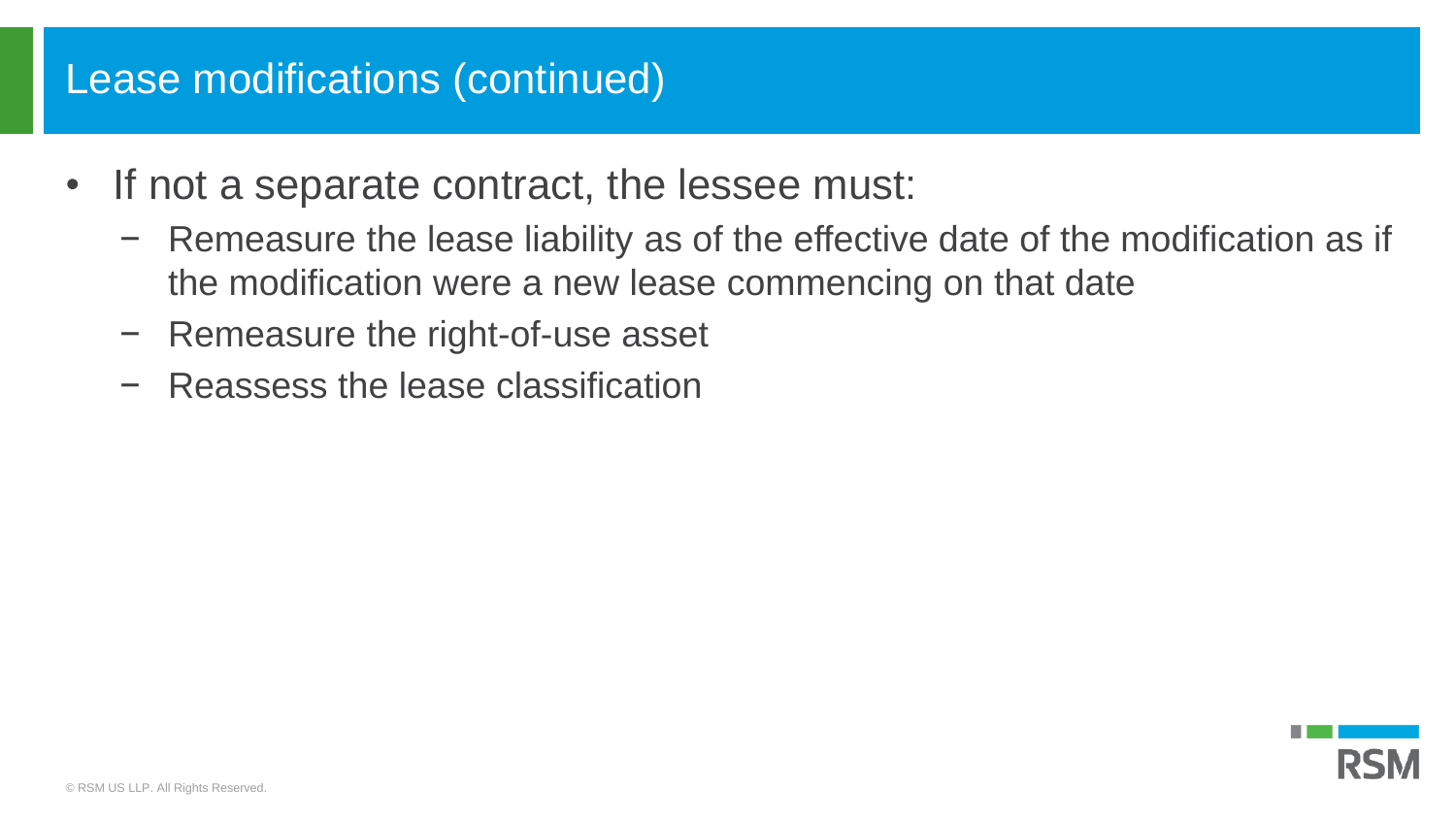# Lease modifications (continued)

- If not a separate contract, the lessee must:
  - Remeasure the lease liability as of the effective date of the modification as if the modification were a new lease commencing on that date
  - Remeasure the right-of-use asset
  - Reassess the lease classification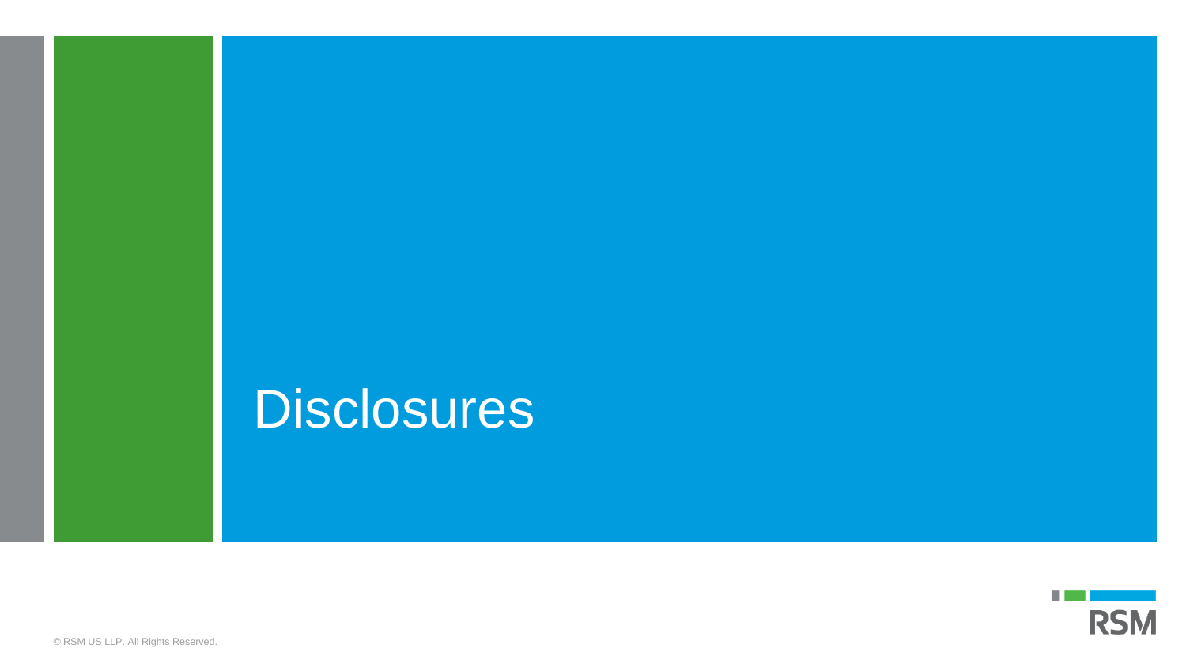# Disclosures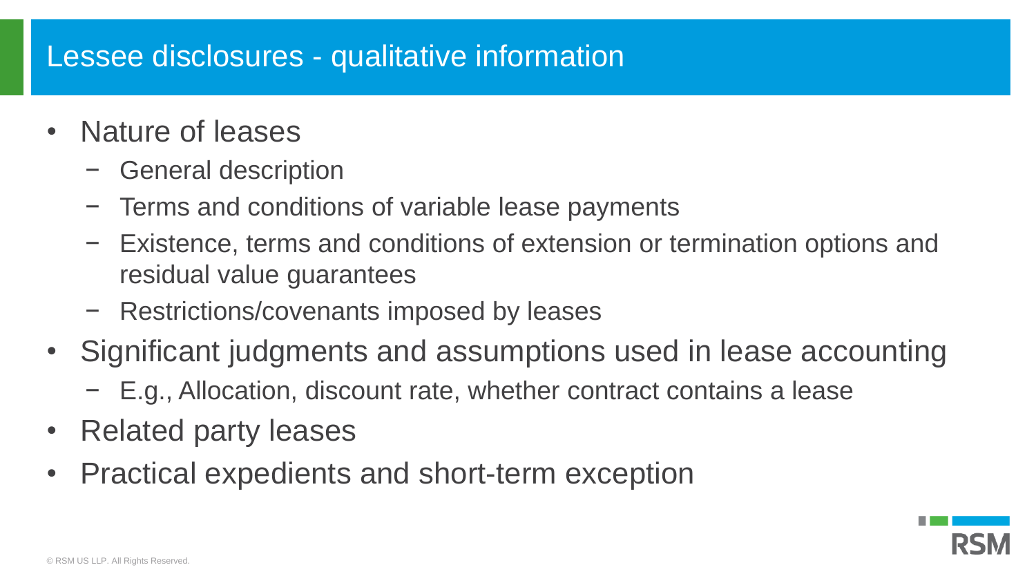# Lessee disclosures - qualitative information

- Nature of leases
  - General description
  - Terms and conditions of variable lease payments
  - Existence, terms and conditions of extension or termination options and residual value guarantees
  - Restrictions/covenants imposed by leases
- Significant judgments and assumptions used in lease accounting
  - E.g., Allocation, discount rate, whether contract contains a lease
- Related party leases
- Practical expedients and short-term exception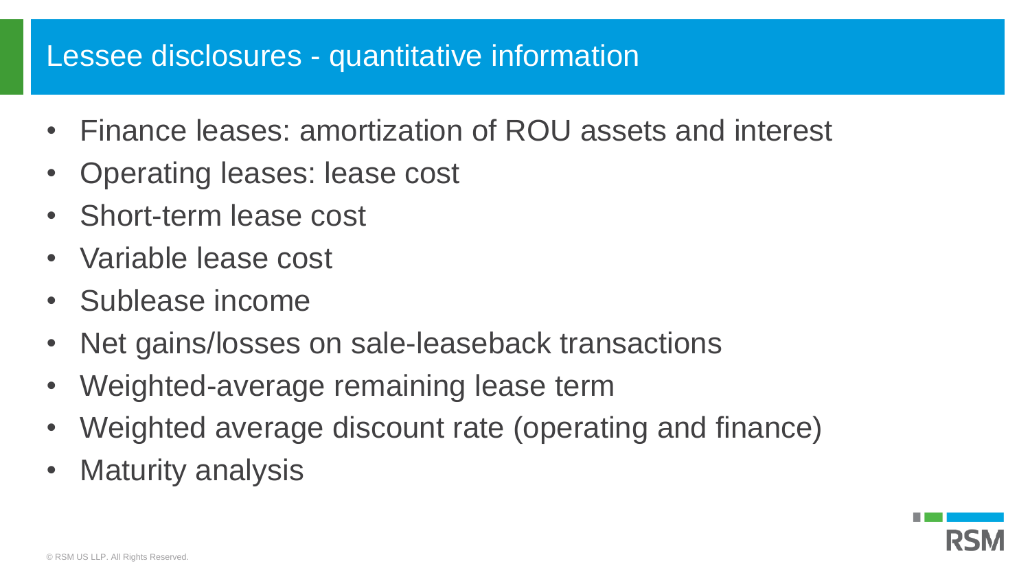# Lessee disclosures - quantitative information

- Finance leases: amortization of ROU assets and interest
- Operating leases: lease cost
- Short-term lease cost
- Variable lease cost
- Sublease income
- Net gains/losses on sale-leaseback transactions
- Weighted-average remaining lease term
- Weighted average discount rate (operating and finance)
- Maturity analysis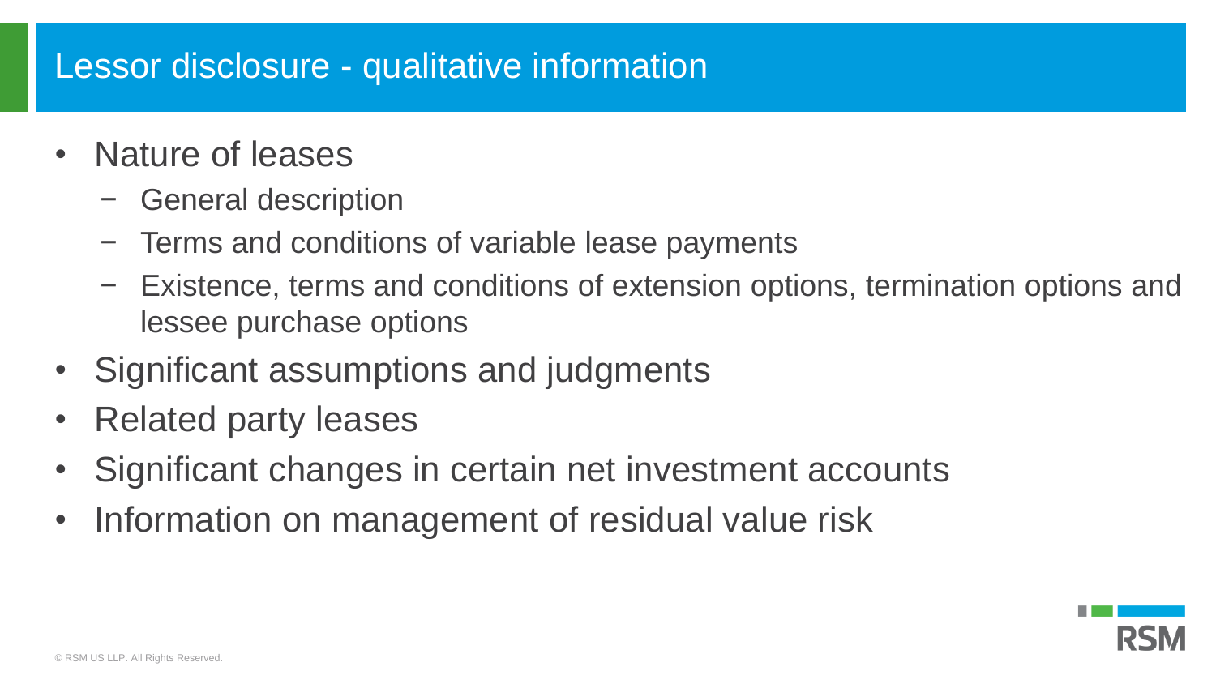# Lessor disclosure - qualitative information

- Nature of leases
  - General description
  - Terms and conditions of variable lease payments
  - Existence, terms and conditions of extension options, termination options and lessee purchase options
- Significant assumptions and judgments
- Related party leases
- Significant changes in certain net investment accounts
- Information on management of residual value risk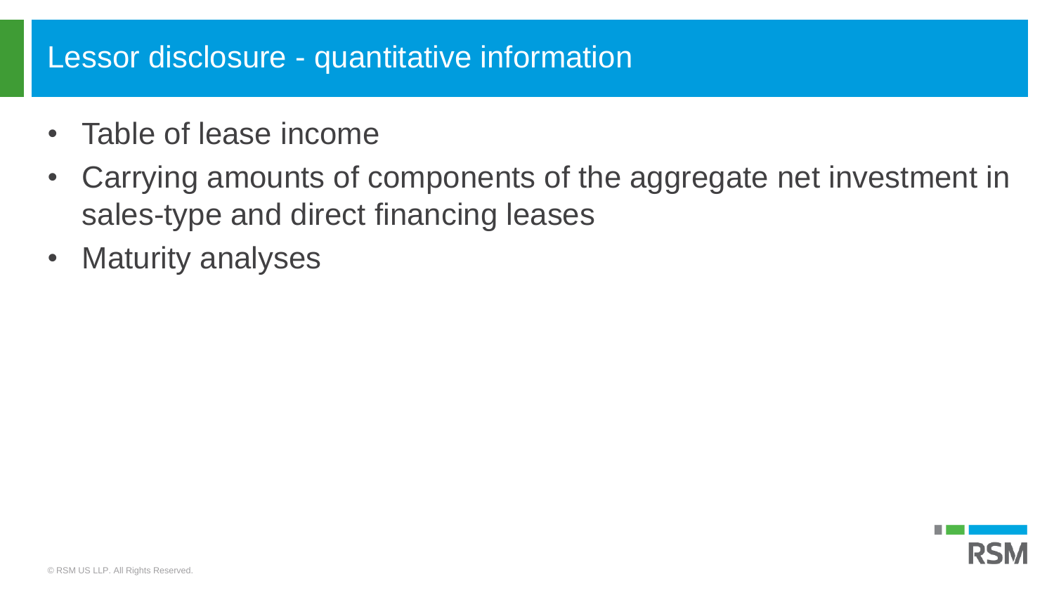# Lessor disclosure - quantitative information

- Table of lease income
- Carrying amounts of components of the aggregate net investment in sales-type and direct financing leases
- Maturity analyses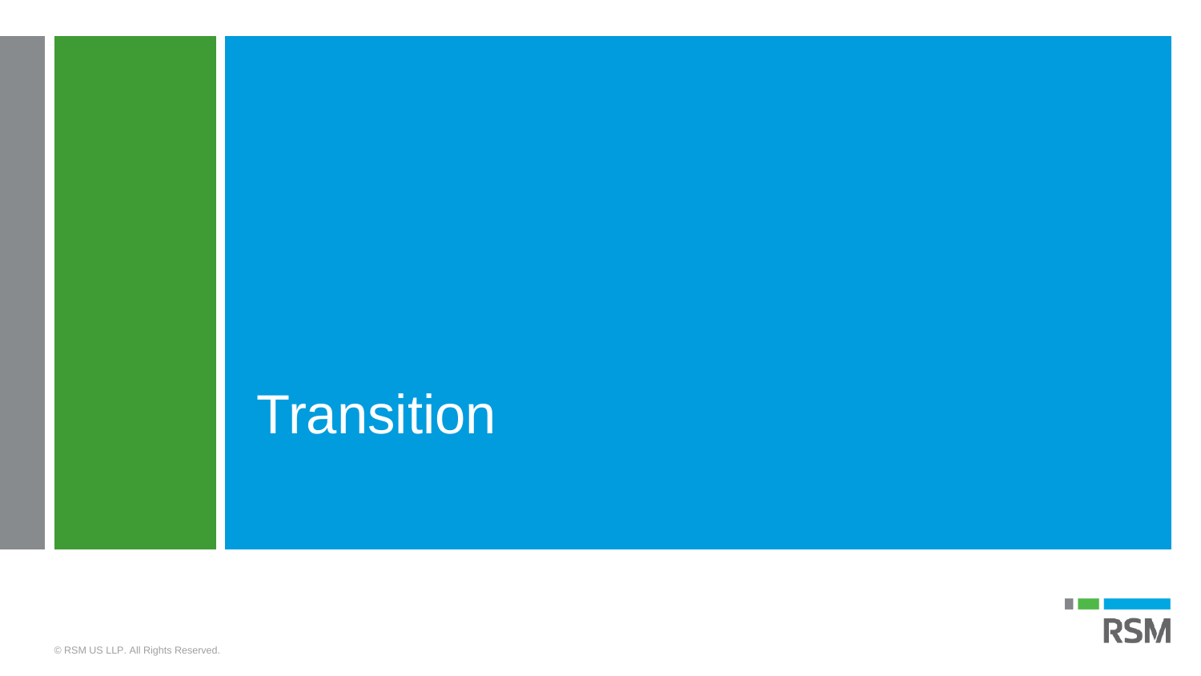# Transition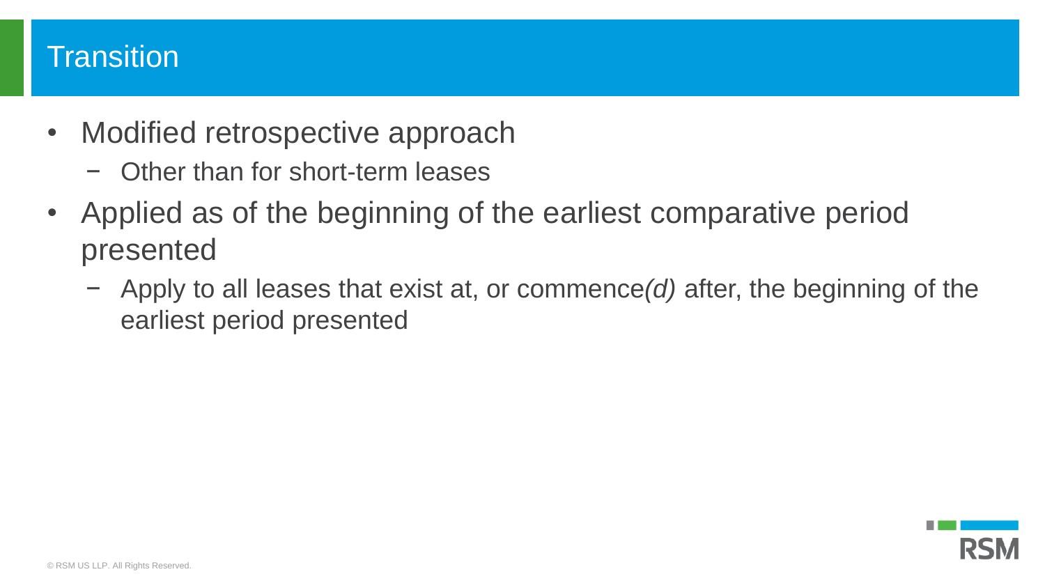# Transition

- Modified retrospective approach
  - Other than for short-term leases
- Applied as of the beginning of the earliest comparative period presented
  - Apply to all leases that exist at, or commence*(d)* after, the beginning of the earliest period presented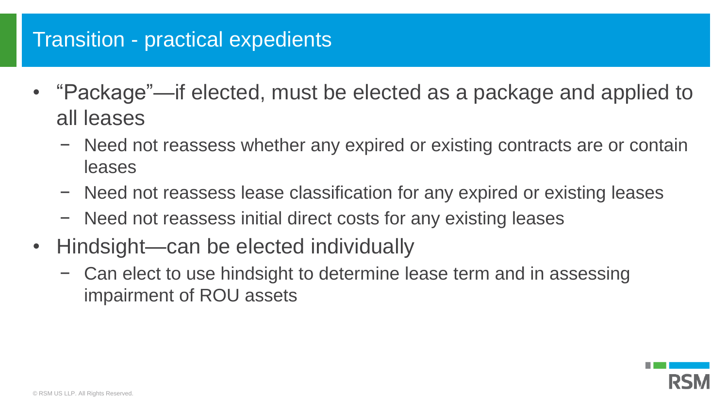# Transition - practical expedients

- "Package"—if elected, must be elected as a package and applied to all leases
  - Need not reassess whether any expired or existing contracts are or contain leases
  - Need not reassess lease classification for any expired or existing leases
  - Need not reassess initial direct costs for any existing leases
- Hindsight—can be elected individually
  - Can elect to use hindsight to determine lease term and in assessing impairment of ROU assets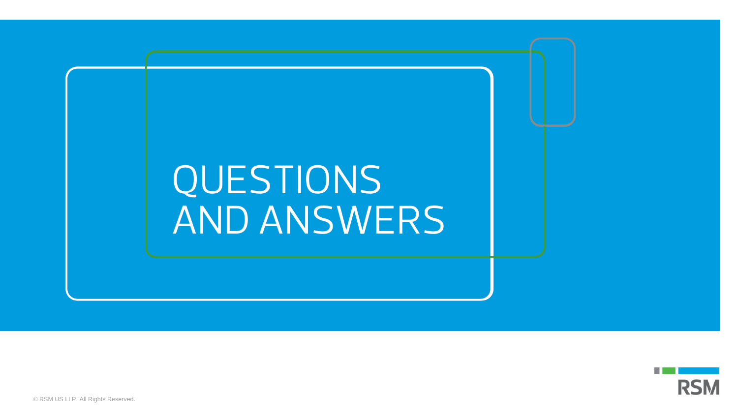# QUESTIONS AND ANSWERS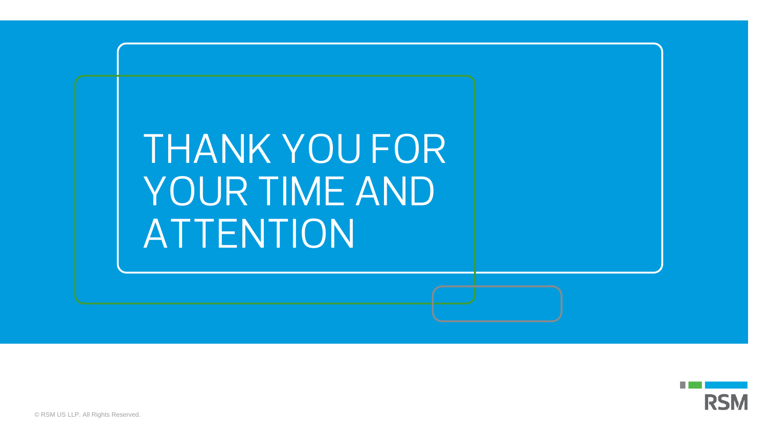# THANK YOU FOR YOUR TIME AND ATTENTION

© RSM US LLP. All Rights Reserved.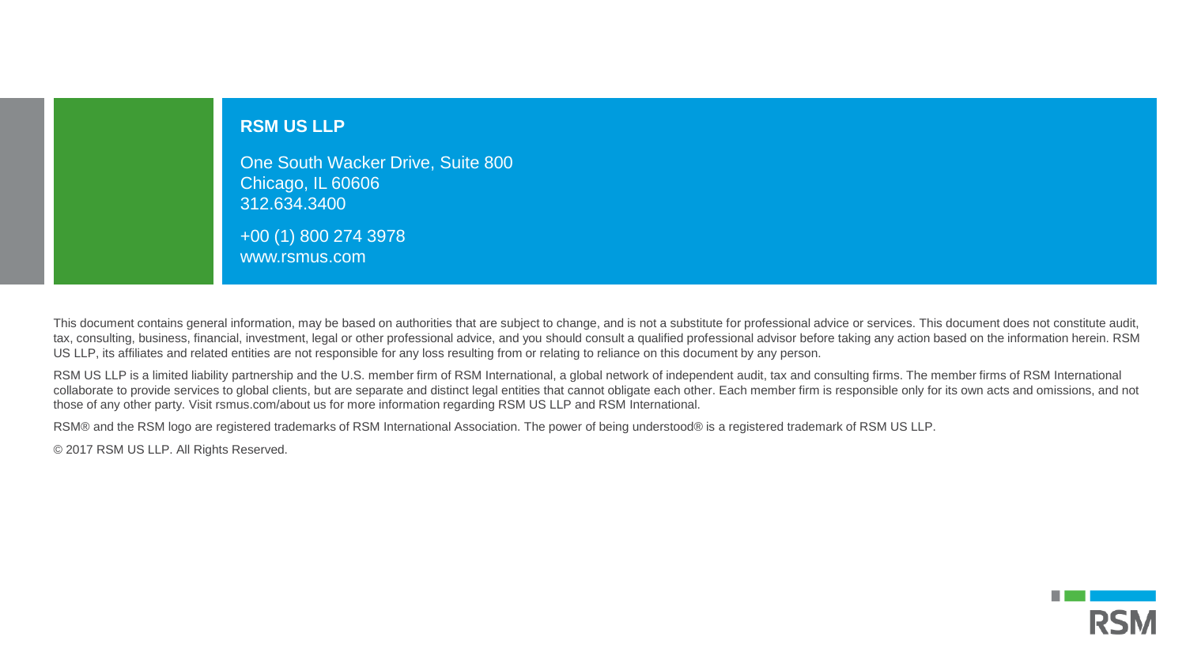**RSM US LLP**

One South Wacker Drive, Suite 800
Chicago, IL 60606
312.634.3400

+00 (1) 800 274 3978
www.rsmus.com

This document contains general information, may be based on authorities that are subject to change, and is not a substitute for professional advice or services. This document does not constitute audit, tax, consulting, business, financial, investment, legal or other professional advice, and you should consult a qualified professional advisor before taking any action based on the information herein. RSM US LLP, its affiliates and related entities are not responsible for any loss resulting from or relating to reliance on this document by any person.

RSM US LLP is a limited liability partnership and the U.S. member firm of RSM International, a global network of independent audit, tax and consulting firms. The member firms of RSM International collaborate to provide services to global clients, but are separate and distinct legal entities that cannot obligate each other. Each member firm is responsible only for its own acts and omissions, and not those of any other party. Visit rsmus.com/about us for more information regarding RSM US LLP and RSM International.

RSM® and the RSM logo are registered trademarks of RSM International Association. The power of being understood® is a registered trademark of RSM US LLP.

© 2017 RSM US LLP. All Rights Reserved.

RSM